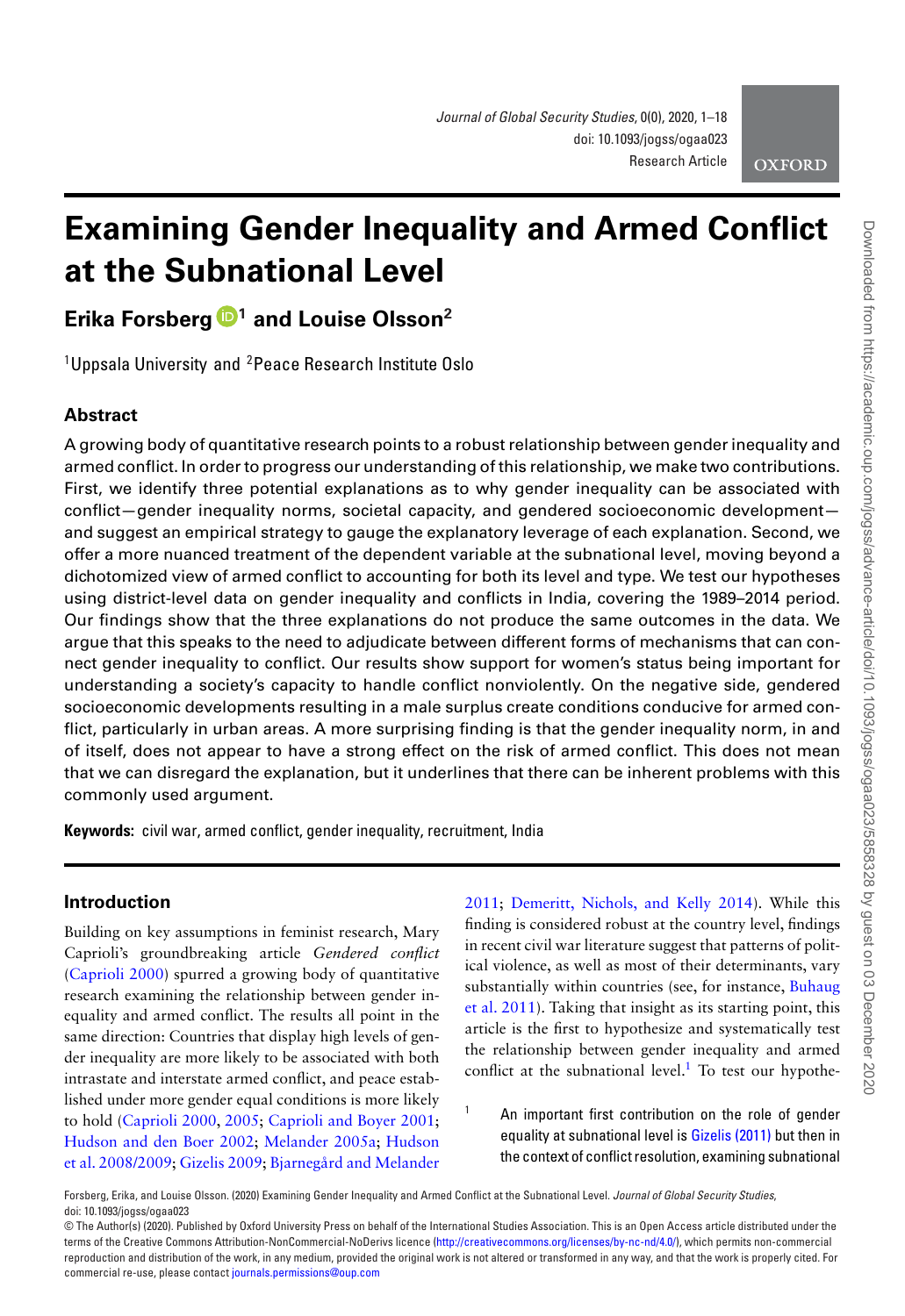# Examining Gender Inequality and Armed Conflict at the Subnational Level

**Erika Forsberg[1] and Louise Olsson[2]**

[1]Uppsala University and [2]Peace Research Institute Oslo

## Abstract

A growing body of quantitative research points to a robust relationship between gender inequality and armed conflict. In order to progress our understanding of this relationship, we make two contributions. First, we identify three potential explanations as to why gender inequality can be associated with conflict—gender inequality norms, societal capacity, and gendered socioeconomic development—and suggest an empirical strategy to gauge the explanatory leverage of each explanation. Second, we offer a more nuanced treatment of the dependent variable at the subnational level, moving beyond a dichotomized view of armed conflict to accounting for both its level and type. We test our hypotheses using district-level data on gender inequality and conflicts in India, covering the 1989–2014 period. Our findings show that the three explanations do not produce the same outcomes in the data. We argue that this speaks to the need to adjudicate between different forms of mechanisms that can connect gender inequality to conflict. Our results show support for women's status being important for understanding a society's capacity to handle conflict nonviolently. On the negative side, gendered socioeconomic developments resulting in a male surplus create conditions conducive for armed conflict, particularly in urban areas. A more surprising finding is that the gender inequality norm, in and of itself, does not appear to have a strong effect on the risk of armed conflict. This does not mean that we can disregard the explanation, but it underlines that there can be inherent problems with this commonly used argument.

**Keywords:** civil war, armed conflict, gender inequality, recruitment, India

## Introduction

Building on key assumptions in feminist research, Mary Caprioli's groundbreaking article *Gendered conflict* (Caprioli 2000) spurred a growing body of quantitative research examining the relationship between gender inequality and armed conflict. The results all point in the same direction: Countries that display high levels of gender inequality are more likely to be associated with both intrastate and interstate armed conflict, and peace established under more gender equal conditions is more likely to hold (Caprioli 2000, 2005; Caprioli and Boyer 2001; Hudson and den Boer 2002; Melander 2005a; Hudson et al. 2008/2009; Gizelis 2009; Bjarnegård and Melander 2011; Demeritt, Nichols, and Kelly 2014). While this finding is considered robust at the country level, findings in recent civil war literature suggest that patterns of political violence, as well as most of their determinants, vary substantially within countries (see, for instance, Buhaug et al. 2011). Taking that insight as its starting point, this article is the first to hypothesize and systematically test the relationship between gender inequality and armed conflict at the subnational level.[1] To test our hypothe-

[1] An important first contribution on the role of gender equality at subnational level is Gizelis (2011) but then in the context of conflict resolution, examining subnational

Forsberg, Erika, and Louise Olsson. (2020) Examining Gender Inequality and Armed Conflict at the Subnational Level. *Journal of Global Security Studies*, doi: 10.1093/jogss/ogaa023

© The Author(s) (2020). Published by Oxford University Press on behalf of the International Studies Association. This is an Open Access article distributed under the terms of the Creative Commons Attribution-NonCommercial-NoDerivs licence (http://creativecommons.org/licenses/by-nc-nd/4.0/), which permits non-commercial reproduction and distribution of the work, in any medium, provided the original work is not altered or transformed in any way, and that the work is properly cited. For commercial re-use, please contact journals.permissions@oup.com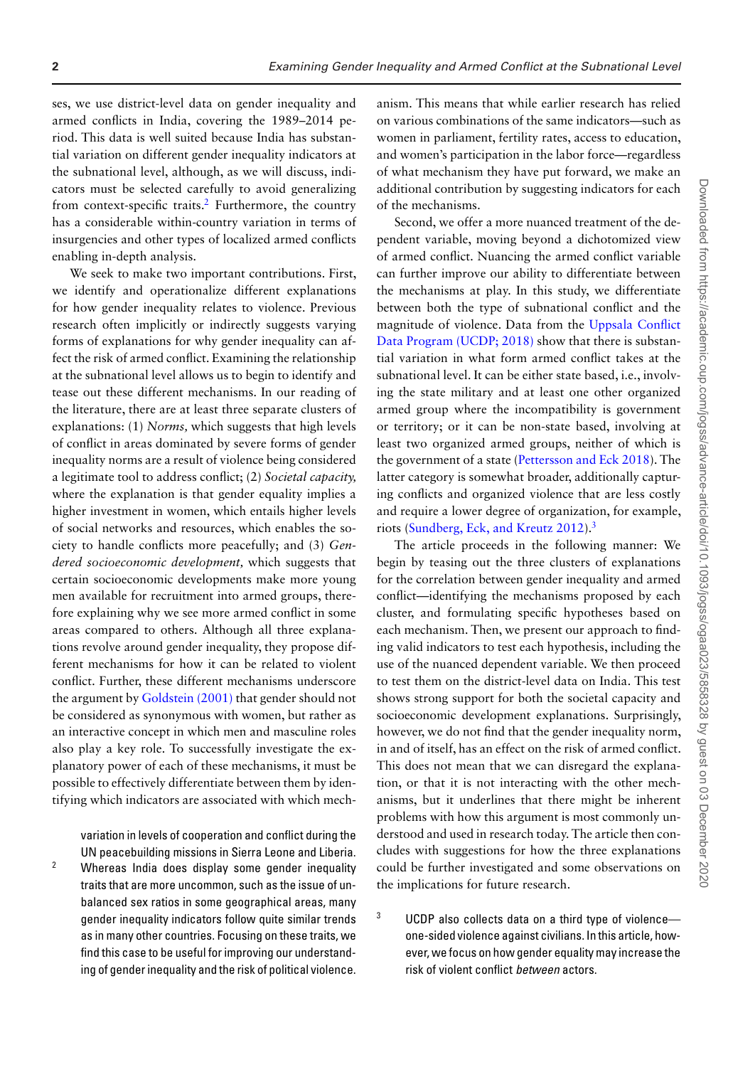ses, we use district-level data on gender inequality and armed conflicts in India, covering the 1989–2014 period. This data is well suited because India has substantial variation on different gender inequality indicators at the subnational level, although, as we will discuss, indicators must be selected carefully to avoid generalizing from context-specific traits.[2] Furthermore, the country has a considerable within-country variation in terms of insurgencies and other types of localized armed conflicts enabling in-depth analysis.

We seek to make two important contributions. First, we identify and operationalize different explanations for how gender inequality relates to violence. Previous research often implicitly or indirectly suggests varying forms of explanations for why gender inequality can affect the risk of armed conflict. Examining the relationship at the subnational level allows us to begin to identify and tease out these different mechanisms. In our reading of the literature, there are at least three separate clusters of explanations: (1) *Norms,* which suggests that high levels of conflict in areas dominated by severe forms of gender inequality norms are a result of violence being considered a legitimate tool to address conflict; (2) *Societal capacity,* where the explanation is that gender equality implies a higher investment in women, which entails higher levels of social networks and resources, which enables the society to handle conflicts more peacefully; and (3) *Gendered socioeconomic development,* which suggests that certain socioeconomic developments make more young men available for recruitment into armed groups, therefore explaining why we see more armed conflict in some areas compared to others. Although all three explanations revolve around gender inequality, they propose different mechanisms for how it can be related to violent conflict. Further, these different mechanisms underscore the argument by Goldstein (2001) that gender should not be considered as synonymous with women, but rather as an interactive concept in which men and masculine roles also play a key role. To successfully investigate the explanatory power of each of these mechanisms, it must be possible to effectively differentiate between them by identifying which indicators are associated with which mechanism. This means that while earlier research has relied on various combinations of the same indicators—such as women in parliament, fertility rates, access to education, and women's participation in the labor force—regardless of what mechanism they have put forward, we make an additional contribution by suggesting indicators for each of the mechanisms.

Second, we offer a more nuanced treatment of the dependent variable, moving beyond a dichotomized view of armed conflict. Nuancing the armed conflict variable can further improve our ability to differentiate between the mechanisms at play. In this study, we differentiate between both the type of subnational conflict and the magnitude of violence. Data from the Uppsala Conflict Data Program (UCDP; 2018) show that there is substantial variation in what form armed conflict takes at the subnational level. It can be either state based, i.e., involving the state military and at least one other organized armed group where the incompatibility is government or territory; or it can be non-state based, involving at least two organized armed groups, neither of which is the government of a state (Pettersson and Eck 2018). The latter category is somewhat broader, additionally capturing conflicts and organized violence that are less costly and require a lower degree of organization, for example, riots (Sundberg, Eck, and Kreutz 2012).[3]

The article proceeds in the following manner: We begin by teasing out the three clusters of explanations for the correlation between gender inequality and armed conflict—identifying the mechanisms proposed by each cluster, and formulating specific hypotheses based on each mechanism. Then, we present our approach to finding valid indicators to test each hypothesis, including the use of the nuanced dependent variable. We then proceed to test them on the district-level data on India. This test shows strong support for both the societal capacity and socioeconomic development explanations. Surprisingly, however, we do not find that the gender inequality norm, in and of itself, has an effect on the risk of armed conflict. This does not mean that we can disregard the explanation, or that it is not interacting with the other mechanisms, but it underlines that there might be inherent problems with how this argument is most commonly understood and used in research today. The article then concludes with suggestions for how the three explanations could be further investigated and some observations on the implications for future research.

variation in levels of cooperation and conflict during the UN peacebuilding missions in Sierra Leone and Liberia.

[2] Whereas India does display some gender inequality traits that are more uncommon, such as the issue of unbalanced sex ratios in some geographical areas, many gender inequality indicators follow quite similar trends as in many other countries. Focusing on these traits, we find this case to be useful for improving our understanding of gender inequality and the risk of political violence.

[3] UCDP also collects data on a third type of violence—one-sided violence against civilians. In this article, however, we focus on how gender equality may increase the risk of violent conflict *between* actors.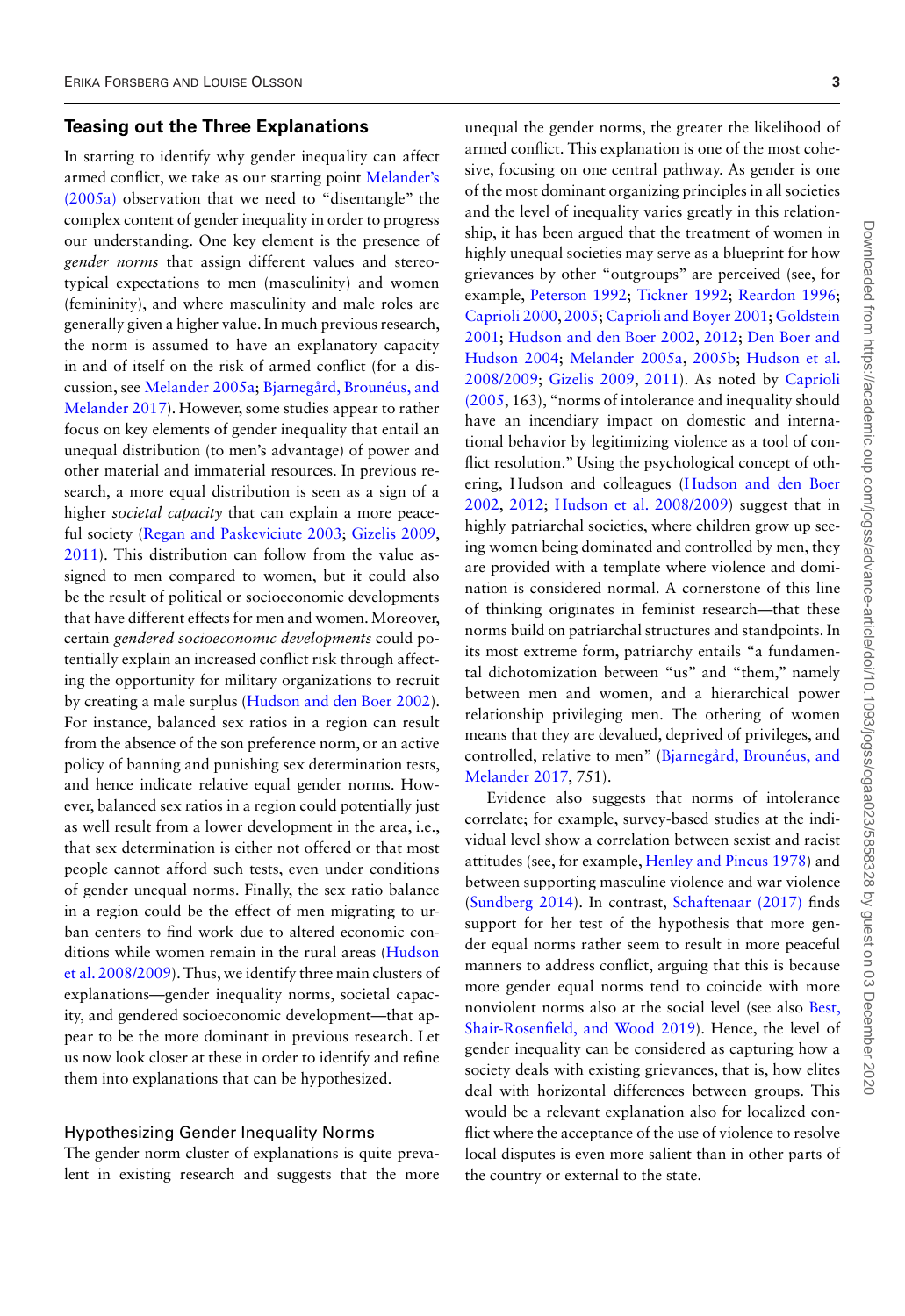## Teasing out the Three Explanations

In starting to identify why gender inequality can affect armed conflict, we take as our starting point Melander's (2005a) observation that we need to "disentangle" the complex content of gender inequality in order to progress our understanding. One key element is the presence of *gender norms* that assign different values and stereotypical expectations to men (masculinity) and women (femininity), and where masculinity and male roles are generally given a higher value. In much previous research, the norm is assumed to have an explanatory capacity in and of itself on the risk of armed conflict (for a discussion, see Melander 2005a; Bjarnegård, Brounéus, and Melander 2017). However, some studies appear to rather focus on key elements of gender inequality that entail an unequal distribution (to men's advantage) of power and other material and immaterial resources. In previous research, a more equal distribution is seen as a sign of a higher *societal capacity* that can explain a more peaceful society (Regan and Paskeviciute 2003; Gizelis 2009, 2011). This distribution can follow from the value assigned to men compared to women, but it could also be the result of political or socioeconomic developments that have different effects for men and women. Moreover, certain *gendered socioeconomic developments* could potentially explain an increased conflict risk through affecting the opportunity for military organizations to recruit by creating a male surplus (Hudson and den Boer 2002). For instance, balanced sex ratios in a region can result from the absence of the son preference norm, or an active policy of banning and punishing sex determination tests, and hence indicate relative equal gender norms. However, balanced sex ratios in a region could potentially just as well result from a lower development in the area, i.e., that sex determination is either not offered or that most people cannot afford such tests, even under conditions of gender unequal norms. Finally, the sex ratio balance in a region could be the effect of men migrating to urban centers to find work due to altered economic conditions while women remain in the rural areas (Hudson et al. 2008/2009). Thus, we identify three main clusters of explanations—gender inequality norms, societal capacity, and gendered socioeconomic development—that appear to be the more dominant in previous research. Let us now look closer at these in order to identify and refine them into explanations that can be hypothesized.

### Hypothesizing Gender Inequality Norms

The gender norm cluster of explanations is quite prevalent in existing research and suggests that the more unequal the gender norms, the greater the likelihood of armed conflict. This explanation is one of the most cohesive, focusing on one central pathway. As gender is one of the most dominant organizing principles in all societies and the level of inequality varies greatly in this relationship, it has been argued that the treatment of women in highly unequal societies may serve as a blueprint for how grievances by other "outgroups" are perceived (see, for example, Peterson 1992; Tickner 1992; Reardon 1996; Caprioli 2000, 2005; Caprioli and Boyer 2001; Goldstein 2001; Hudson and den Boer 2002, 2012; Den Boer and Hudson 2004; Melander 2005a, 2005b; Hudson et al. 2008/2009; Gizelis 2009, 2011). As noted by Caprioli (2005, 163), "norms of intolerance and inequality should have an incendiary impact on domestic and international behavior by legitimizing violence as a tool of conflict resolution." Using the psychological concept of othering, Hudson and colleagues (Hudson and den Boer 2002, 2012; Hudson et al. 2008/2009) suggest that in highly patriarchal societies, where children grow up seeing women being dominated and controlled by men, they are provided with a template where violence and domination is considered normal. A cornerstone of this line of thinking originates in feminist research—that these norms build on patriarchal structures and standpoints. In its most extreme form, patriarchy entails "a fundamental dichotomization between "us" and "them," namely between men and women, and a hierarchical power relationship privileging men. The othering of women means that they are devalued, deprived of privileges, and controlled, relative to men" (Bjarnegård, Brounéus, and Melander 2017, 751).

Evidence also suggests that norms of intolerance correlate; for example, survey-based studies at the individual level show a correlation between sexist and racist attitudes (see, for example, Henley and Pincus 1978) and between supporting masculine violence and war violence (Sundberg 2014). In contrast, Schaftenaar (2017) finds support for her test of the hypothesis that more gender equal norms rather seem to result in more peaceful manners to address conflict, arguing that this is because more gender equal norms tend to coincide with more nonviolent norms also at the social level (see also Best, Shair-Rosenfield, and Wood 2019). Hence, the level of gender inequality can be considered as capturing how a society deals with existing grievances, that is, how elites deal with horizontal differences between groups. This would be a relevant explanation also for localized conflict where the acceptance of the use of violence to resolve local disputes is even more salient than in other parts of the country or external to the state.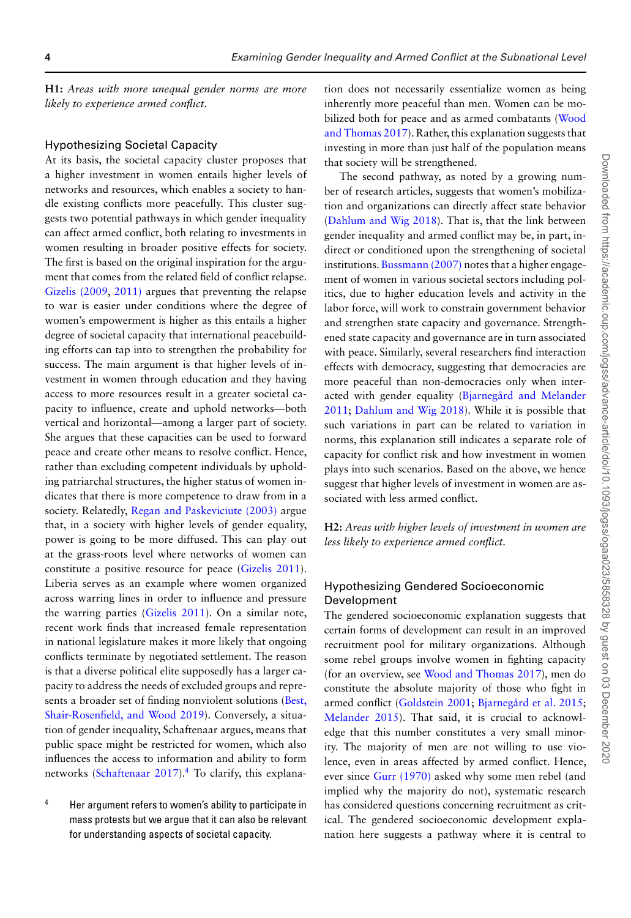**H1:** *Areas with more unequal gender norms are more likely to experience armed conflict.*

### Hypothesizing Societal Capacity

At its basis, the societal capacity cluster proposes that a higher investment in women entails higher levels of networks and resources, which enables a society to handle existing conflicts more peacefully. This cluster suggests two potential pathways in which gender inequality can affect armed conflict, both relating to investments in women resulting in broader positive effects for society. The first is based on the original inspiration for the argument that comes from the related field of conflict relapse. Gizelis (2009, 2011) argues that preventing the relapse to war is easier under conditions where the degree of women's empowerment is higher as this entails a higher degree of societal capacity that international peacebuilding efforts can tap into to strengthen the probability for success. The main argument is that higher levels of investment in women through education and they having access to more resources result in a greater societal capacity to influence, create and uphold networks—both vertical and horizontal—among a larger part of society. She argues that these capacities can be used to forward peace and create other means to resolve conflict. Hence, rather than excluding competent individuals by upholding patriarchal structures, the higher status of women indicates that there is more competence to draw from in a society. Relatedly, Regan and Paskeviciute (2003) argue that, in a society with higher levels of gender equality, power is going to be more diffused. This can play out at the grass-roots level where networks of women can constitute a positive resource for peace (Gizelis 2011). Liberia serves as an example where women organized across warring lines in order to influence and pressure the warring parties (Gizelis 2011). On a similar note, recent work finds that increased female representation in national legislature makes it more likely that ongoing conflicts terminate by negotiated settlement. The reason is that a diverse political elite supposedly has a larger capacity to address the needs of excluded groups and represents a broader set of finding nonviolent solutions (Best, Shair-Rosenfield, and Wood 2019). Conversely, a situation of gender inequality, Schaftenaar argues, means that public space might be restricted for women, which also influences the access to information and ability to form networks (Schaftenaar 2017).[4] To clarify, this explanation does not necessarily essentialize women as being inherently more peaceful than men. Women can be mobilized both for peace and as armed combatants (Wood and Thomas 2017). Rather, this explanation suggests that investing in more than just half of the population means that society will be strengthened.

The second pathway, as noted by a growing number of research articles, suggests that women's mobilization and organizations can directly affect state behavior (Dahlum and Wig 2018). That is, that the link between gender inequality and armed conflict may be, in part, indirect or conditioned upon the strengthening of societal institutions. Bussmann (2007) notes that a higher engagement of women in various societal sectors including politics, due to higher education levels and activity in the labor force, will work to constrain government behavior and strengthen state capacity and governance. Strengthened state capacity and governance are in turn associated with peace. Similarly, several researchers find interaction effects with democracy, suggesting that democracies are more peaceful than non-democracies only when interacted with gender equality (Bjarnegård and Melander 2011; Dahlum and Wig 2018). While it is possible that such variations in part can be related to variation in norms, this explanation still indicates a separate role of capacity for conflict risk and how investment in women plays into such scenarios. Based on the above, we hence suggest that higher levels of investment in women are associated with less armed conflict.

**H2:** *Areas with higher levels of investment in women are less likely to experience armed conflict.*

### Hypothesizing Gendered Socioeconomic Development

The gendered socioeconomic explanation suggests that certain forms of development can result in an improved recruitment pool for military organizations. Although some rebel groups involve women in fighting capacity (for an overview, see Wood and Thomas 2017), men do constitute the absolute majority of those who fight in armed conflict (Goldstein 2001; Bjarnegård et al. 2015; Melander 2015). That said, it is crucial to acknowledge that this number constitutes a very small minority. The majority of men are not willing to use violence, even in areas affected by armed conflict. Hence, ever since Gurr (1970) asked why some men rebel (and implied why the majority do not), systematic research has considered questions concerning recruitment as critical. The gendered socioeconomic development explanation here suggests a pathway where it is central to

[4] Her argument refers to women's ability to participate in mass protests but we argue that it can also be relevant for understanding aspects of societal capacity.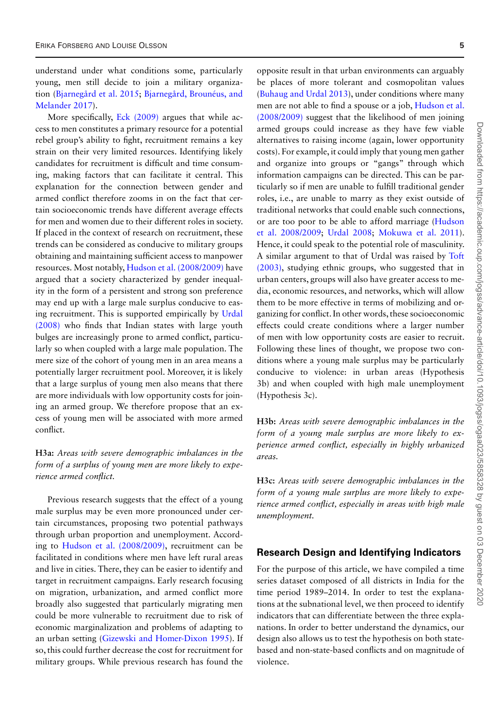understand under what conditions some, particularly young, men still decide to join a military organization (Bjarnegård et al. 2015; Bjarnegård, Brounéus, and Melander 2017).

More specifically, Eck (2009) argues that while access to men constitutes a primary resource for a potential rebel group's ability to fight, recruitment remains a key strain on their very limited resources. Identifying likely candidates for recruitment is difficult and time consuming, making factors that can facilitate it central. This explanation for the connection between gender and armed conflict therefore zooms in on the fact that certain socioeconomic trends have different average effects for men and women due to their different roles in society. If placed in the context of research on recruitment, these trends can be considered as conducive to military groups obtaining and maintaining sufficient access to manpower resources. Most notably, Hudson et al. (2008/2009) have argued that a society characterized by gender inequality in the form of a persistent and strong son preference may end up with a large male surplus conducive to easing recruitment. This is supported empirically by Urdal (2008) who finds that Indian states with large youth bulges are increasingly prone to armed conflict, particularly so when coupled with a large male population. The mere size of the cohort of young men in an area means a potentially larger recruitment pool. Moreover, it is likely that a large surplus of young men also means that there are more individuals with low opportunity costs for joining an armed group. We therefore propose that an excess of young men will be associated with more armed conflict.

**H3a:** *Areas with severe demographic imbalances in the form of a surplus of young men are more likely to experience armed conflict.*

Previous research suggests that the effect of a young male surplus may be even more pronounced under certain circumstances, proposing two potential pathways through urban proportion and unemployment. According to Hudson et al. (2008/2009), recruitment can be facilitated in conditions where men have left rural areas and live in cities. There, they can be easier to identify and target in recruitment campaigns. Early research focusing on migration, urbanization, and armed conflict more broadly also suggested that particularly migrating men could be more vulnerable to recruitment due to risk of economic marginalization and problems of adapting to an urban setting (Gizewski and Homer-Dixon 1995). If so, this could further decrease the cost for recruitment for military groups. While previous research has found the opposite result in that urban environments can arguably be places of more tolerant and cosmopolitan values (Buhaug and Urdal 2013), under conditions where many men are not able to find a spouse or a job, Hudson et al. (2008/2009) suggest that the likelihood of men joining armed groups could increase as they have few viable alternatives to raising income (again, lower opportunity costs). For example, it could imply that young men gather and organize into groups or "gangs" through which information campaigns can be directed. This can be particularly so if men are unable to fulfill traditional gender roles, i.e., are unable to marry as they exist outside of traditional networks that could enable such connections, or are too poor to be able to afford marriage (Hudson et al. 2008/2009; Urdal 2008; Mokuwa et al. 2011). Hence, it could speak to the potential role of masculinity. A similar argument to that of Urdal was raised by Toft (2003), studying ethnic groups, who suggested that in urban centers, groups will also have greater access to media, economic resources, and networks, which will allow them to be more effective in terms of mobilizing and organizing for conflict. In other words, these socioeconomic effects could create conditions where a larger number of men with low opportunity costs are easier to recruit. Following these lines of thought, we propose two conditions where a young male surplus may be particularly conducive to violence: in urban areas (Hypothesis 3b) and when coupled with high male unemployment (Hypothesis 3c).

**H3b:** *Areas with severe demographic imbalances in the form of a young male surplus are more likely to experience armed conflict, especially in highly urbanized areas.*

**H3c:** *Areas with severe demographic imbalances in the form of a young male surplus are more likely to experience armed conflict, especially in areas with high male unemployment.*

## Research Design and Identifying Indicators

For the purpose of this article, we have compiled a time series dataset composed of all districts in India for the time period 1989–2014. In order to test the explanations at the subnational level, we then proceed to identify indicators that can differentiate between the three explanations. In order to better understand the dynamics, our design also allows us to test the hypothesis on both state-based and non-state-based conflicts and on magnitude of violence.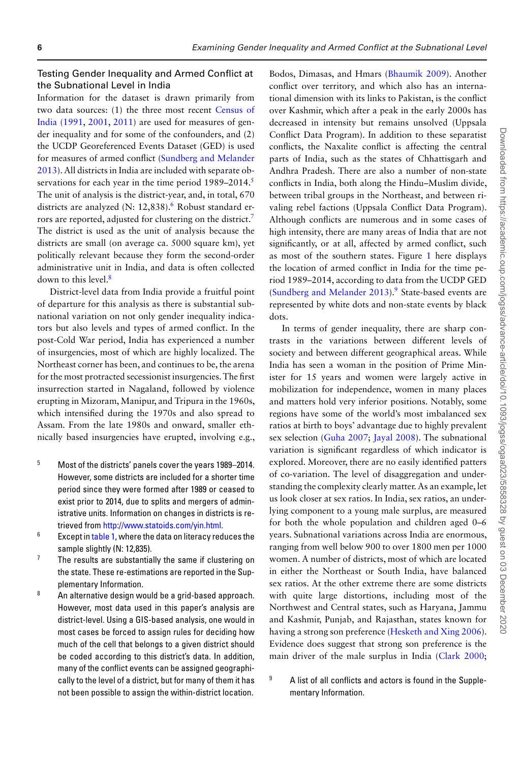## Testing Gender Inequality and Armed Conflict at the Subnational Level in India

Information for the dataset is drawn primarily from two data sources: (1) the three most recent Census of India (1991, 2001, 2011) are used for measures of gender inequality and for some of the confounders, and (2) the UCDP Georeferenced Events Dataset (GED) is used for measures of armed conflict (Sundberg and Melander 2013). All districts in India are included with separate observations for each year in the time period 1989–2014.[5] The unit of analysis is the district-year, and, in total, 670 districts are analyzed (N: 12,838).[6] Robust standard errors are reported, adjusted for clustering on the district.[7] The district is used as the unit of analysis because the districts are small (on average ca. 5000 square km), yet politically relevant because they form the second-order administrative unit in India, and data is often collected down to this level.[8]

District-level data from India provide a fruitful point of departure for this analysis as there is substantial subnational variation on not only gender inequality indicators but also levels and types of armed conflict. In the post-Cold War period, India has experienced a number of insurgencies, most of which are highly localized. The Northeast corner has been, and continues to be, the arena for the most protracted secessionist insurgencies. The first insurrection started in Nagaland, followed by violence erupting in Mizoram, Manipur, and Tripura in the 1960s, which intensified during the 1970s and also spread to Assam. From the late 1980s and onward, smaller ethnically based insurgencies have erupted, involving e.g., Bodos, Dimasas, and Hmars (Bhaumik 2009). Another conflict over territory, and which also has an international dimension with its links to Pakistan, is the conflict over Kashmir, which after a peak in the early 2000s has decreased in intensity but remains unsolved (Uppsala Conflict Data Program). In addition to these separatist conflicts, the Naxalite conflict is affecting the central parts of India, such as the states of Chhattisgarh and Andhra Pradesh. There are also a number of non-state conflicts in India, both along the Hindu–Muslim divide, between tribal groups in the Northeast, and between rivaling rebel factions (Uppsala Conflict Data Program). Although conflicts are numerous and in some cases of high intensity, there are many areas of India that are not significantly, or at all, affected by armed conflict, such as most of the southern states. Figure 1 here displays the location of armed conflict in India for the time period 1989–2014, according to data from the UCDP GED (Sundberg and Melander 2013).[9] State-based events are represented by white dots and non-state events by black dots.

In terms of gender inequality, there are sharp contrasts in the variations between different levels of society and between different geographical areas. While India has seen a woman in the position of Prime Minister for 15 years and women were largely active in mobilization for independence, women in many places and matters hold very inferior positions. Notably, some regions have some of the world's most imbalanced sex ratios at birth to boys' advantage due to highly prevalent sex selection (Guha 2007; Jayal 2008). The subnational variation is significant regardless of which indicator is explored. Moreover, there are no easily identified patters of co-variation. The level of disaggregation and understanding the complexity clearly matter. As an example, let us look closer at sex ratios. In India, sex ratios, an underlying component to a young male surplus, are measured for both the whole population and children aged 0–6 years. Subnational variations across India are enormous, ranging from well below 900 to over 1800 men per 1000 women. A number of districts, most of which are located in either the Northeast or South India, have balanced sex ratios. At the other extreme there are some districts with quite large distortions, including most of the Northwest and Central states, such as Haryana, Jammu and Kashmir, Punjab, and Rajasthan, states known for having a strong son preference (Hesketh and Xing 2006). Evidence does suggest that strong son preference is the main driver of the male surplus in India (Clark 2000;

---

[5] Most of the districts' panels cover the years 1989–2014. However, some districts are included for a shorter time period since they were formed after 1989 or ceased to exist prior to 2014, due to splits and mergers of administrative units. Information on changes in districts is retrieved from http://www.statoids.com/yin.html.

[6] Except in table 1, where the data on literacy reduces the sample slightly (N: 12,835).

[7] The results are substantially the same if clustering on the state. These re-estimations are reported in the Supplementary Information.

[8] An alternative design would be a grid-based approach. However, most data used in this paper's analysis are district-level. Using a GIS-based analysis, one would in most cases be forced to assign rules for deciding how much of the cell that belongs to a given district should be coded according to this district's data. In addition, many of the conflict events can be assigned geographically to the level of a district, but for many of them it has not been possible to assign the within-district location.

[9] A list of all conflicts and actors is found in the Supplementary Information.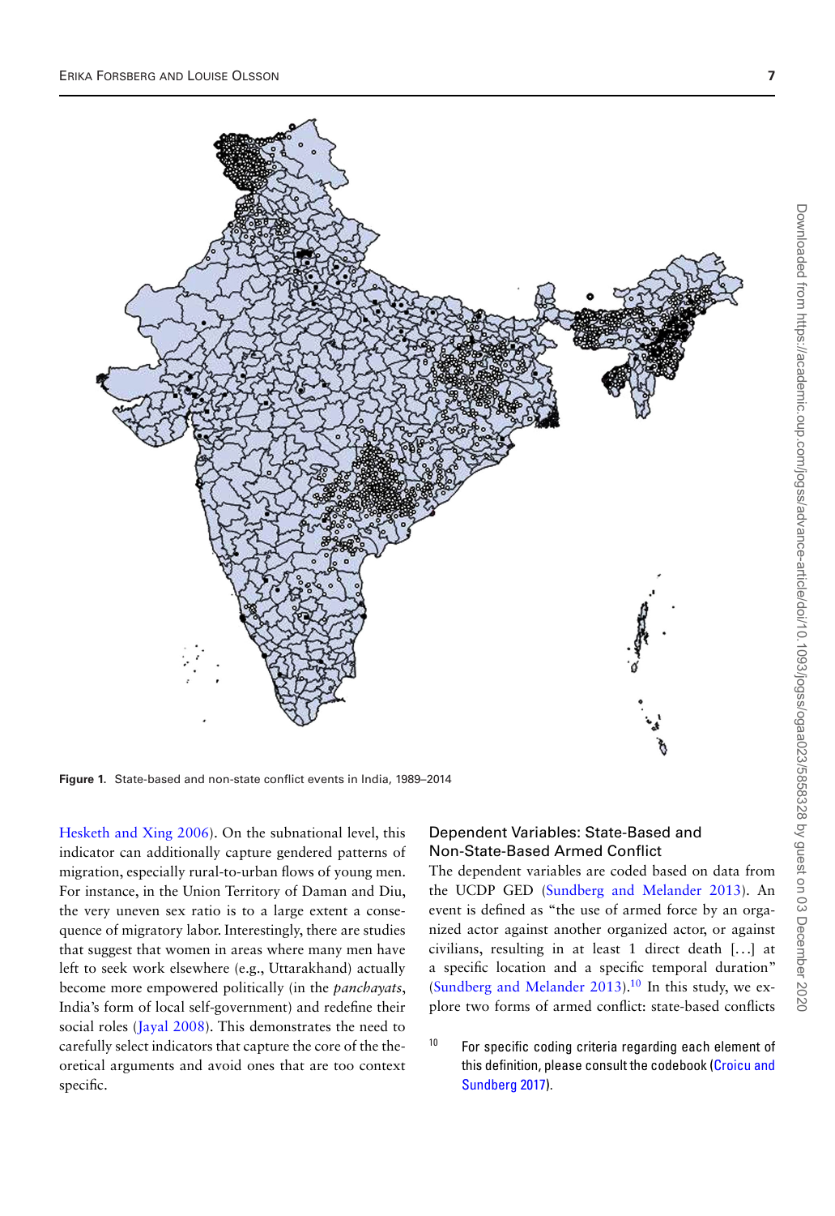Figure 1. State-based and non-state conflict events in India, 1989–2014

Hesketh and Xing 2006). On the subnational level, this indicator can additionally capture gendered patterns of migration, especially rural-to-urban flows of young men. For instance, in the Union Territory of Daman and Diu, the very uneven sex ratio is to a large extent a consequence of migratory labor. Interestingly, there are studies that suggest that women in areas where many men have left to seek work elsewhere (e.g., Uttarakhand) actually become more empowered politically (in the *panchayats*, India's form of local self-government) and redefine their social roles (Jayal 2008). This demonstrates the need to carefully select indicators that capture the core of the theoretical arguments and avoid ones that are too context specific.

## Dependent Variables: State-Based and Non-State-Based Armed Conflict

The dependent variables are coded based on data from the UCDP GED (Sundberg and Melander 2013). An event is defined as "the use of armed force by an organized actor against another organized actor, or against civilians, resulting in at least 1 direct death [...] at a specific location and a specific temporal duration" (Sundberg and Melander 2013).[10] In this study, we explore two forms of armed conflict: state-based conflicts

[10] For specific coding criteria regarding each element of this definition, please consult the codebook (Croicu and Sundberg 2017).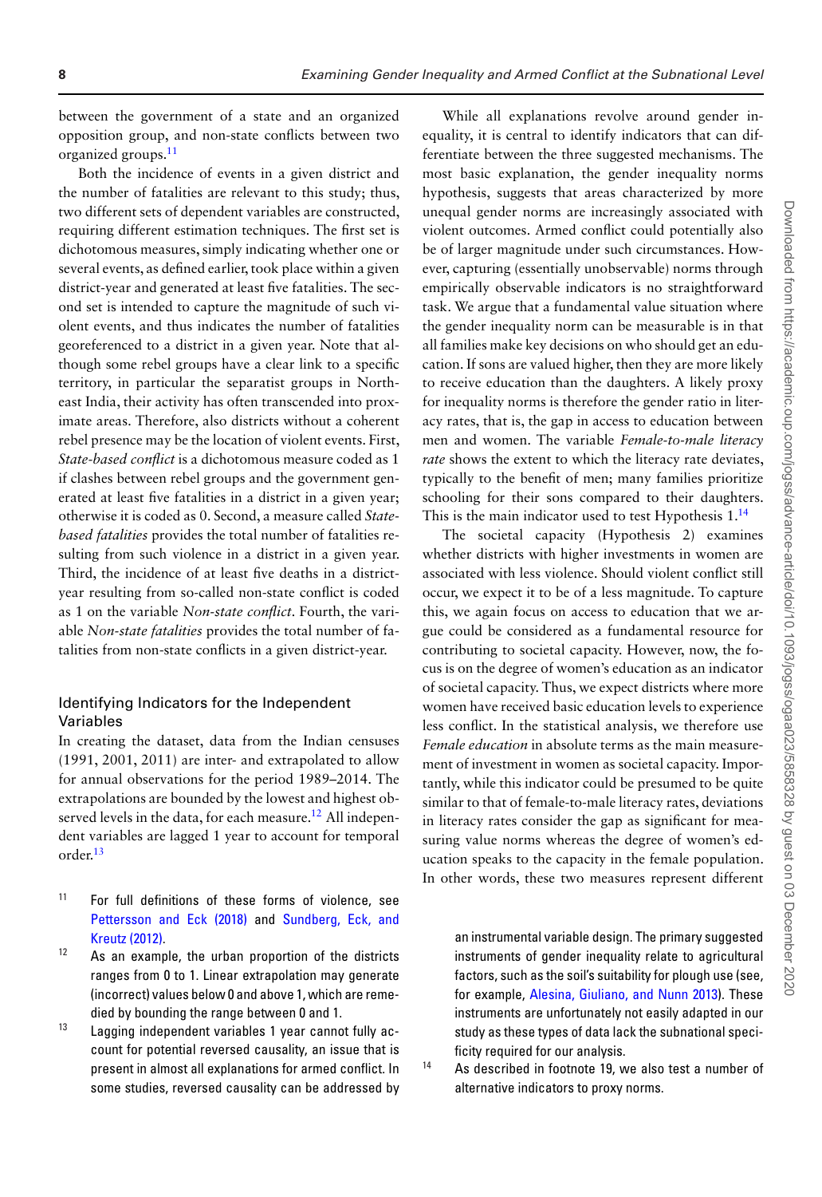between the government of a state and an organized opposition group, and non-state conflicts between two organized groups.[11]

Both the incidence of events in a given district and the number of fatalities are relevant to this study; thus, two different sets of dependent variables are constructed, requiring different estimation techniques. The first set is dichotomous measures, simply indicating whether one or several events, as defined earlier, took place within a given district-year and generated at least five fatalities. The second set is intended to capture the magnitude of such violent events, and thus indicates the number of fatalities georeferenced to a district in a given year. Note that although some rebel groups have a clear link to a specific territory, in particular the separatist groups in Northeast India, their activity has often transcended into proximate areas. Therefore, also districts without a coherent rebel presence may be the location of violent events. First, *State-based conflict* is a dichotomous measure coded as 1 if clashes between rebel groups and the government generated at least five fatalities in a district in a given year; otherwise it is coded as 0. Second, a measure called *State-based fatalities* provides the total number of fatalities resulting from such violence in a district in a given year. Third, the incidence of at least five deaths in a district-year resulting from so-called non-state conflict is coded as 1 on the variable *Non-state conflict*. Fourth, the variable *Non-state fatalities* provides the total number of fatalities from non-state conflicts in a given district-year.

### Identifying Indicators for the Independent Variables

In creating the dataset, data from the Indian censuses (1991, 2001, 2011) are inter- and extrapolated to allow for annual observations for the period 1989–2014. The extrapolations are bounded by the lowest and highest observed levels in the data, for each measure.[12] All independent variables are lagged 1 year to account for temporal order.[13]

While all explanations revolve around gender inequality, it is central to identify indicators that can differentiate between the three suggested mechanisms. The most basic explanation, the gender inequality norms hypothesis, suggests that areas characterized by more unequal gender norms are increasingly associated with violent outcomes. Armed conflict could potentially also be of larger magnitude under such circumstances. However, capturing (essentially unobservable) norms through empirically observable indicators is no straightforward task. We argue that a fundamental value situation where the gender inequality norm can be measurable is in that all families make key decisions on who should get an education. If sons are valued higher, then they are more likely to receive education than the daughters. A likely proxy for inequality norms is therefore the gender ratio in literacy rates, that is, the gap in access to education between men and women. The variable *Female-to-male literacy rate* shows the extent to which the literacy rate deviates, typically to the benefit of men; many families prioritize schooling for their sons compared to their daughters. This is the main indicator used to test Hypothesis 1.[14]

The societal capacity (Hypothesis 2) examines whether districts with higher investments in women are associated with less violence. Should violent conflict still occur, we expect it to be of a less magnitude. To capture this, we again focus on access to education that we argue could be considered as a fundamental resource for contributing to societal capacity. However, now, the focus is on the degree of women's education as an indicator of societal capacity. Thus, we expect districts where more women have received basic education levels to experience less conflict. In the statistical analysis, we therefore use *Female education* in absolute terms as the main measurement of investment in women as societal capacity. Importantly, while this indicator could be presumed to be quite similar to that of female-to-male literacy rates, deviations in literacy rates consider the gap as significant for measuring value norms whereas the degree of women's education speaks to the capacity in the female population. In other words, these two measures represent different

[11] For full definitions of these forms of violence, see Pettersson and Eck (2018) and Sundberg, Eck, and Kreutz (2012).

[12] As an example, the urban proportion of the districts ranges from 0 to 1. Linear extrapolation may generate (incorrect) values below 0 and above 1, which are remedied by bounding the range between 0 and 1.

[13] Lagging independent variables 1 year cannot fully account for potential reversed causality, an issue that is present in almost all explanations for armed conflict. In some studies, reversed causality can be addressed by an instrumental variable design. The primary suggested instruments of gender inequality relate to agricultural factors, such as the soil's suitability for plough use (see, for example, Alesina, Giuliano, and Nunn 2013). These instruments are unfortunately not easily adapted in our study as these types of data lack the subnational specificity required for our analysis.

[14] As described in footnote 19, we also test a number of alternative indicators to proxy norms.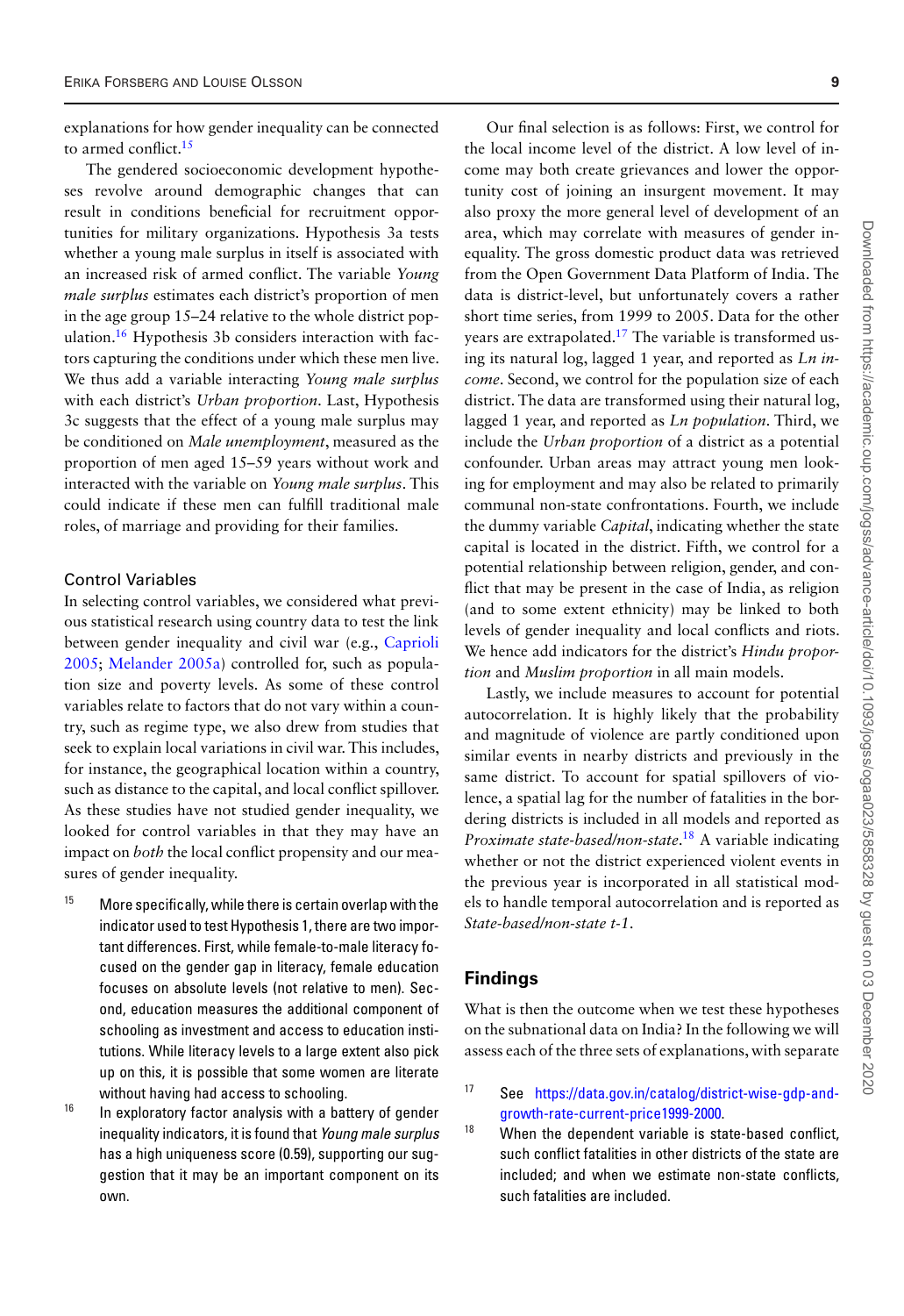explanations for how gender inequality can be connected to armed conflict.[15]

The gendered socioeconomic development hypotheses revolve around demographic changes that can result in conditions beneficial for recruitment opportunities for military organizations. Hypothesis 3a tests whether a young male surplus in itself is associated with an increased risk of armed conflict. The variable *Young male surplus* estimates each district's proportion of men in the age group 15–24 relative to the whole district population.[16] Hypothesis 3b considers interaction with factors capturing the conditions under which these men live. We thus add a variable interacting *Young male surplus* with each district's *Urban proportion*. Last, Hypothesis 3c suggests that the effect of a young male surplus may be conditioned on *Male unemployment*, measured as the proportion of men aged 15–59 years without work and interacted with the variable on *Young male surplus*. This could indicate if these men can fulfill traditional male roles, of marriage and providing for their families.

### Control Variables

In selecting control variables, we considered what previous statistical research using country data to test the link between gender inequality and civil war (e.g., Caprioli 2005; Melander 2005a) controlled for, such as population size and poverty levels. As some of these control variables relate to factors that do not vary within a country, such as regime type, we also drew from studies that seek to explain local variations in civil war. This includes, for instance, the geographical location within a country, such as distance to the capital, and local conflict spillover. As these studies have not studied gender inequality, we looked for control variables in that they may have an impact on *both* the local conflict propensity and our measures of gender inequality.

Our final selection is as follows: First, we control for the local income level of the district. A low level of income may both create grievances and lower the opportunity cost of joining an insurgent movement. It may also proxy the more general level of development of an area, which may correlate with measures of gender inequality. The gross domestic product data was retrieved from the Open Government Data Platform of India. The data is district-level, but unfortunately covers a rather short time series, from 1999 to 2005. Data for the other years are extrapolated.[17] The variable is transformed using its natural log, lagged 1 year, and reported as *Ln income*. Second, we control for the population size of each district. The data are transformed using their natural log, lagged 1 year, and reported as *Ln population*. Third, we include the *Urban proportion* of a district as a potential confounder. Urban areas may attract young men looking for employment and may also be related to primarily communal non-state confrontations. Fourth, we include the dummy variable *Capital*, indicating whether the state capital is located in the district. Fifth, we control for a potential relationship between religion, gender, and conflict that may be present in the case of India, as religion (and to some extent ethnicity) may be linked to both levels of gender inequality and local conflicts and riots. We hence add indicators for the district's *Hindu proportion* and *Muslim proportion* in all main models.

Lastly, we include measures to account for potential autocorrelation. It is highly likely that the probability and magnitude of violence are partly conditioned upon similar events in nearby districts and previously in the same district. To account for spatial spillovers of violence, a spatial lag for the number of fatalities in the bordering districts is included in all models and reported as *Proximate state-based/non-state*.[18] A variable indicating whether or not the district experienced violent events in the previous year is incorporated in all statistical models to handle temporal autocorrelation and is reported as *State-based/non-state t-1*.

## Findings

What is then the outcome when we test these hypotheses on the subnational data on India? In the following we will assess each of the three sets of explanations, with separate

---

[15] More specifically, while there is certain overlap with the indicator used to test Hypothesis 1, there are two important differences. First, while female-to-male literacy focused on the gender gap in literacy, female education focuses on absolute levels (not relative to men). Second, education measures the additional component of schooling as investment and access to education institutions. While literacy levels to a large extent also pick up on this, it is possible that some women are literate without having had access to schooling.

[16] In exploratory factor analysis with a battery of gender inequality indicators, it is found that *Young male surplus* has a high uniqueness score (0.59), supporting our suggestion that it may be an important component on its own.

[17] See https://data.gov.in/catalog/district-wise-gdp-and-growth-rate-current-price1999-2000.

[18] When the dependent variable is state-based conflict, such conflict fatalities in other districts of the state are included; and when we estimate non-state conflicts, such fatalities are included.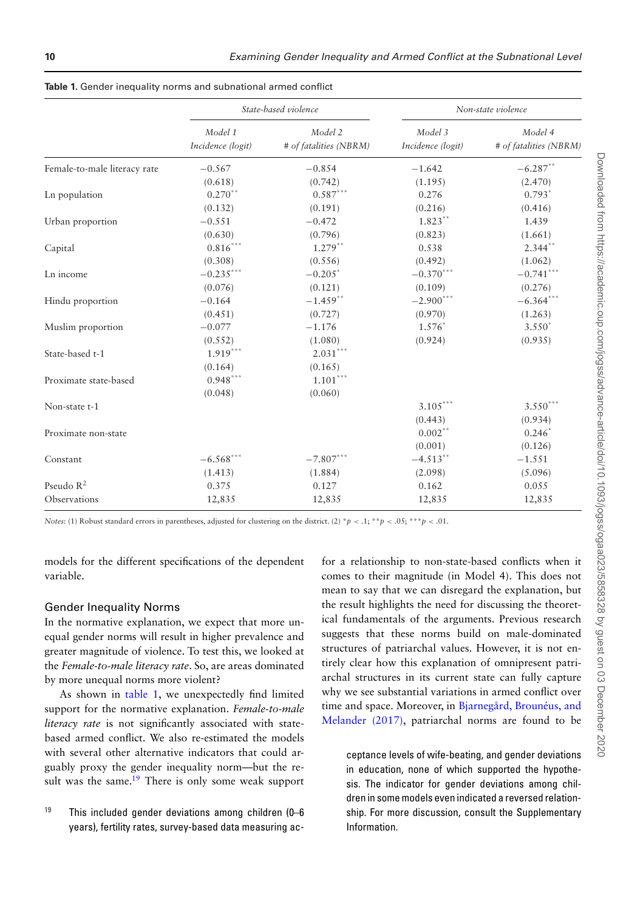**Table 1.** Gender inequality norms and subnational armed conflict

| | *State-based violence* | | *Non-state violence* | |
|---|---|---|---|---|
| | *Model 1* *Incidence (logit)* | *Model 2* *# of fatalities (NBRM)* | *Model 3* *Incidence (logit)* | *Model 4* *# of fatalities (NBRM)* |
| Female-to-male literacy rate | −0.567 | −0.854 | −1.642 | −6.287** |
| | (0.618) | (0.742) | (1.195) | (2.470) |
| Ln population | 0.270** | 0.587*** | 0.276 | 0.793* |
| | (0.132) | (0.191) | (0.216) | (0.416) |
| Urban proportion | −0.551 | −0.472 | 1.823** | 1.439 |
| | (0.630) | (0.796) | (0.823) | (1.661) |
| Capital | 0.816*** | 1.279** | 0.538 | 2.344** |
| | (0.308) | (0.556) | (0.492) | (1.062) |
| Ln income | −0.235*** | −0.205* | −0.370*** | −0.741*** |
| | (0.076) | (0.121) | (0.109) | (0.276) |
| Hindu proportion | −0.164 | −1.459** | −2.900*** | −6.364*** |
| | (0.451) | (0.727) | (0.970) | (1.263) |
| Muslim proportion | −0.077 | −1.176 | 1.576* | 3.550* |
| | (0.552) | (1.080) | (0.924) | (0.935) |
| State-based t-1 | 1.919*** | 2.031*** | | |
| | (0.164) | (0.165) | | |
| Proximate state-based | 0.948*** | 1.101*** | | |
| | (0.048) | (0.060) | | |
| Non-state t-1 | | | 3.105*** | 3.550*** |
| | | | (0.443) | (0.934) |
| Proximate non-state | | | 0.002** | 0.246* |
| | | | (0.001) | (0.126) |
| Constant | −6.568*** | −7.807*** | −4.513** | −1.551 |
| | (1.413) | (1.884) | (2.098) | (5.096) |
| Pseudo $R^2$ | 0.375 | 0.127 | 0.162 | 0.055 |
| Observations | 12,835 | 12,835 | 12,835 | 12,835 |

*Notes*: (1) Robust standard errors in parentheses, adjusted for clustering on the district. (2) $^{*}p < .1$; $^{**}p < .05$; $^{***}p < .01$.

models for the different specifications of the dependent variable.

## Gender Inequality Norms

In the normative explanation, we expect that more unequal gender norms will result in higher prevalence and greater magnitude of violence. To test this, we looked at the *Female-to-male literacy rate*. So, are areas dominated by more unequal norms more violent?

As shown in table 1, we unexpectedly find limited support for the normative explanation. *Female-to-male literacy rate* is not significantly associated with state-based armed conflict. We also re-estimated the models with several other alternative indicators that could arguably proxy the gender inequality norm—but the result was the same.[19] There is only some weak support for a relationship to non-state-based conflicts when it comes to their magnitude (in Model 4). This does not mean to say that we can disregard the explanation, but the result highlights the need for discussing the theoretical fundamentals of the arguments. Previous research suggests that these norms build on male-dominated structures of patriarchal values. However, it is not entirely clear how this explanation of omnipresent patriarchal structures in its current state can fully capture why we see substantial variations in armed conflict over time and space. Moreover, in Bjarnegård, Brounéus, and Melander (2017), patriarchal norms are found to be

[19] This included gender deviations among children (0–6 years), fertility rates, survey-based data measuring acceptance levels of wife-beating, and gender deviations in education, none of which supported the hypothesis. The indicator for gender deviations among children in some models even indicated a reversed relationship. For more discussion, consult the Supplementary Information.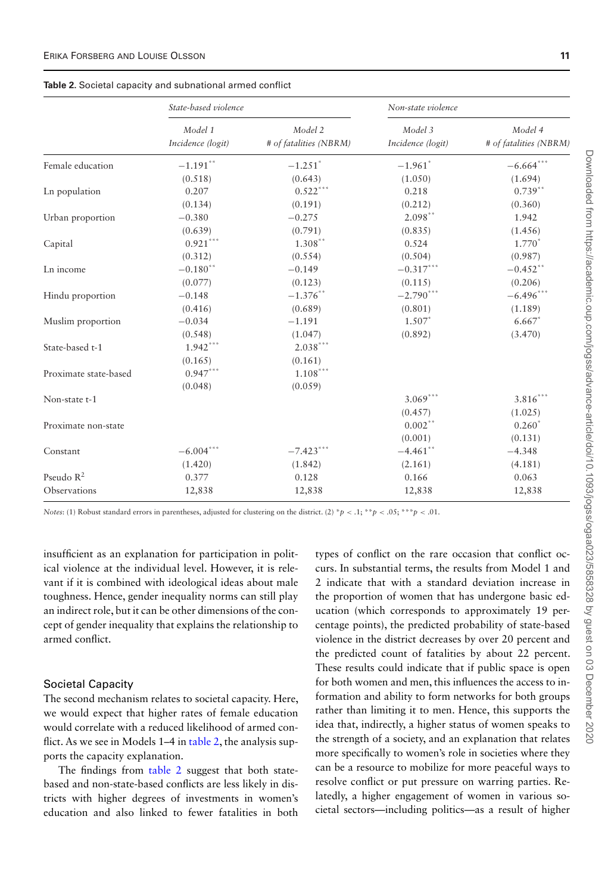**Table 2.** Societal capacity and subnational armed conflict

| | State-based violence | | Non-state violence | |
|---|---|---|---|---|
| | *Model 1* *Incidence (logit)* | *Model 2* *# of fatalities (NBRM)* | *Model 3* *Incidence (logit)* | *Model 4* *# of fatalities (NBRM)* |
| Female education | $-1.191^{**}$ | $-1.251^{*}$ | $-1.961^{*}$ | $-6.664^{***}$ |
| | (0.518) | (0.643) | (1.050) | (1.694) |
| Ln population | 0.207 | $0.522^{***}$ | 0.218 | $0.739^{**}$ |
| | (0.134) | (0.191) | (0.212) | (0.360) |
| Urban proportion | −0.380 | −0.275 | $2.098^{**}$ | 1.942 |
| | (0.639) | (0.791) | (0.835) | (1.456) |
| Capital | $0.921^{***}$ | $1.308^{**}$ | 0.524 | $1.770^{*}$ |
| | (0.312) | (0.554) | (0.504) | (0.987) |
| Ln income | $-0.180^{**}$ | −0.149 | $-0.317^{***}$ | $-0.452^{**}$ |
| | (0.077) | (0.123) | (0.115) | (0.206) |
| Hindu proportion | −0.148 | $-1.376^{**}$ | $-2.790^{***}$ | $-6.496^{***}$ |
| | (0.416) | (0.689) | (0.801) | (1.189) |
| Muslim proportion | −0.034 | −1.191 | $1.507^{*}$ | $6.667^{*}$ |
| | (0.548) | (1.047) | (0.892) | (3.470) |
| State-based t-1 | $1.942^{***}$ | $2.038^{***}$ | | |
| | (0.165) | (0.161) | | |
| Proximate state-based | $0.947^{***}$ | $1.108^{***}$ | | |
| | (0.048) | (0.059) | | |
| Non-state t-1 | | | $3.069^{***}$ | $3.816^{***}$ |
| | | | (0.457) | (1.025) |
| Proximate non-state | | | $0.002^{**}$ | $0.260^{*}$ |
| | | | (0.001) | (0.131) |
| Constant | $-6.004^{***}$ | $-7.423^{***}$ | $-4.461^{**}$ | −4.348 |
| | (1.420) | (1.842) | (2.161) | (4.181) |
| Pseudo $R^2$ | 0.377 | 0.128 | 0.166 | 0.063 |
| Observations | 12,838 | 12,838 | 12,838 | 12,838 |

*Notes*: (1) Robust standard errors in parentheses, adjusted for clustering on the district. (2) $^{*}p < .1$; $^{**}p < .05$; $^{***}p < .01$.

insufficient as an explanation for participation in political violence at the individual level. However, it is relevant if it is combined with ideological ideas about male toughness. Hence, gender inequality norms can still play an indirect role, but it can be other dimensions of the concept of gender inequality that explains the relationship to armed conflict.

### Societal Capacity

The second mechanism relates to societal capacity. Here, we would expect that higher rates of female education would correlate with a reduced likelihood of armed conflict. As we see in Models 1–4 in table 2, the analysis supports the capacity explanation.

The findings from table 2 suggest that both state-based and non-state-based conflicts are less likely in districts with higher degrees of investments in women's education and also linked to fewer fatalities in both types of conflict on the rare occasion that conflict occurs. In substantial terms, the results from Model 1 and 2 indicate that with a standard deviation increase in the proportion of women that has undergone basic education (which corresponds to approximately 19 percentage points), the predicted probability of state-based violence in the district decreases by over 20 percent and the predicted count of fatalities by about 22 percent. These results could indicate that if public space is open for both women and men, this influences the access to information and ability to form networks for both groups rather than limiting it to men. Hence, this supports the idea that, indirectly, a higher status of women speaks to the strength of a society, and an explanation that relates more specifically to women's role in societies where they can be a resource to mobilize for more peaceful ways to resolve conflict or put pressure on warring parties. Relatedly, a higher engagement of women in various societal sectors—including politics—as a result of higher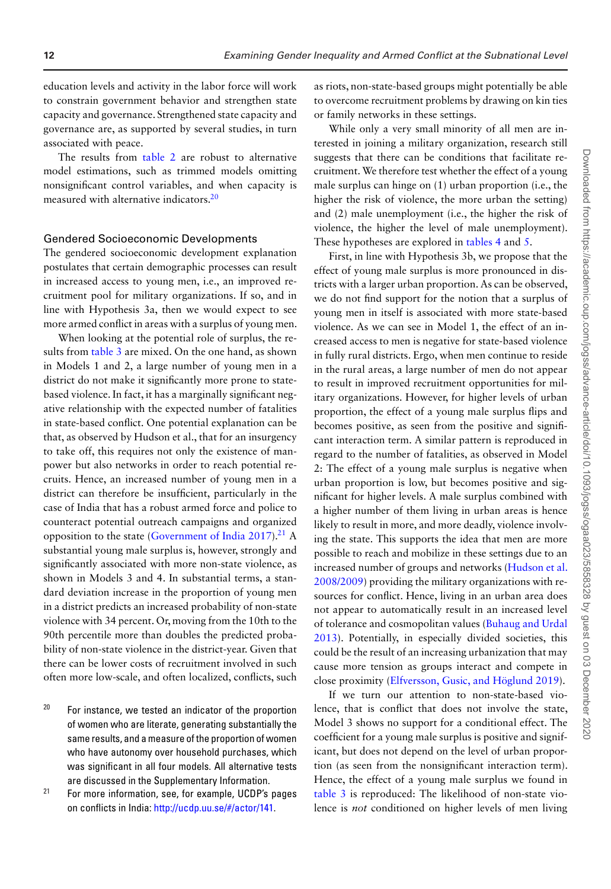education levels and activity in the labor force will work to constrain government behavior and strengthen state capacity and governance. Strengthened state capacity and governance are, as supported by several studies, in turn associated with peace.

The results from table 2 are robust to alternative model estimations, such as trimmed models omitting nonsignificant control variables, and when capacity is measured with alternative indicators.[20]

### Gendered Socioeconomic Developments

The gendered socioeconomic development explanation postulates that certain demographic processes can result in increased access to young men, i.e., an improved recruitment pool for military organizations. If so, and in line with Hypothesis 3a, then we would expect to see more armed conflict in areas with a surplus of young men.

When looking at the potential role of surplus, the results from table 3 are mixed. On the one hand, as shown in Models 1 and 2, a large number of young men in a district do not make it significantly more prone to state-based violence. In fact, it has a marginally significant negative relationship with the expected number of fatalities in state-based conflict. One potential explanation can be that, as observed by Hudson et al., that for an insurgency to take off, this requires not only the existence of manpower but also networks in order to reach potential recruits. Hence, an increased number of young men in a district can therefore be insufficient, particularly in the case of India that has a robust armed force and police to counteract potential outreach campaigns and organized opposition to the state (Government of India 2017).[21] A substantial young male surplus is, however, strongly and significantly associated with more non-state violence, as shown in Models 3 and 4. In substantial terms, a standard deviation increase in the proportion of young men in a district predicts an increased probability of non-state violence with 34 percent. Or, moving from the 10th to the 90th percentile more than doubles the predicted probability of non-state violence in the district-year. Given that there can be lower costs of recruitment involved in such often more low-scale, and often localized, conflicts, such as riots, non-state-based groups might potentially be able to overcome recruitment problems by drawing on kin ties or family networks in these settings.

While only a very small minority of all men are interested in joining a military organization, research still suggests that there can be conditions that facilitate recruitment. We therefore test whether the effect of a young male surplus can hinge on (1) urban proportion (i.e., the higher the risk of violence, the more urban the setting) and (2) male unemployment (i.e., the higher the risk of violence, the higher the level of male unemployment). These hypotheses are explored in tables 4 and 5.

First, in line with Hypothesis 3b, we propose that the effect of young male surplus is more pronounced in districts with a larger urban proportion. As can be observed, we do not find support for the notion that a surplus of young men in itself is associated with more state-based violence. As we can see in Model 1, the effect of an increased access to men is negative for state-based violence in fully rural districts. Ergo, when men continue to reside in the rural areas, a large number of men do not appear to result in improved recruitment opportunities for military organizations. However, for higher levels of urban proportion, the effect of a young male surplus flips and becomes positive, as seen from the positive and significant interaction term. A similar pattern is reproduced in regard to the number of fatalities, as observed in Model 2: The effect of a young male surplus is negative when urban proportion is low, but becomes positive and significant for higher levels. A male surplus combined with a higher number of them living in urban areas is hence likely to result in more, and more deadly, violence involving the state. This supports the idea that men are more possible to reach and mobilize in these settings due to an increased number of groups and networks (Hudson et al. 2008/2009) providing the military organizations with resources for conflict. Hence, living in an urban area does not appear to automatically result in an increased level of tolerance and cosmopolitan values (Buhaug and Urdal 2013). Potentially, in especially divided societies, this could be the result of an increasing urbanization that may cause more tension as groups interact and compete in close proximity (Elfversson, Gusic, and Höglund 2019).

If we turn our attention to non-state-based violence, that is conflict that does not involve the state, Model 3 shows no support for a conditional effect. The coefficient for a young male surplus is positive and significant, but does not depend on the level of urban proportion (as seen from the nonsignificant interaction term). Hence, the effect of a young male surplus we found in table 3 is reproduced: The likelihood of non-state violence is *not* conditioned on higher levels of men living

[20] For instance, we tested an indicator of the proportion of women who are literate, generating substantially the same results, and a measure of the proportion of women who have autonomy over household purchases, which was significant in all four models. All alternative tests are discussed in the Supplementary Information.

[21] For more information, see, for example, UCDP's pages on conflicts in India: http://ucdp.uu.se/#/actor/141.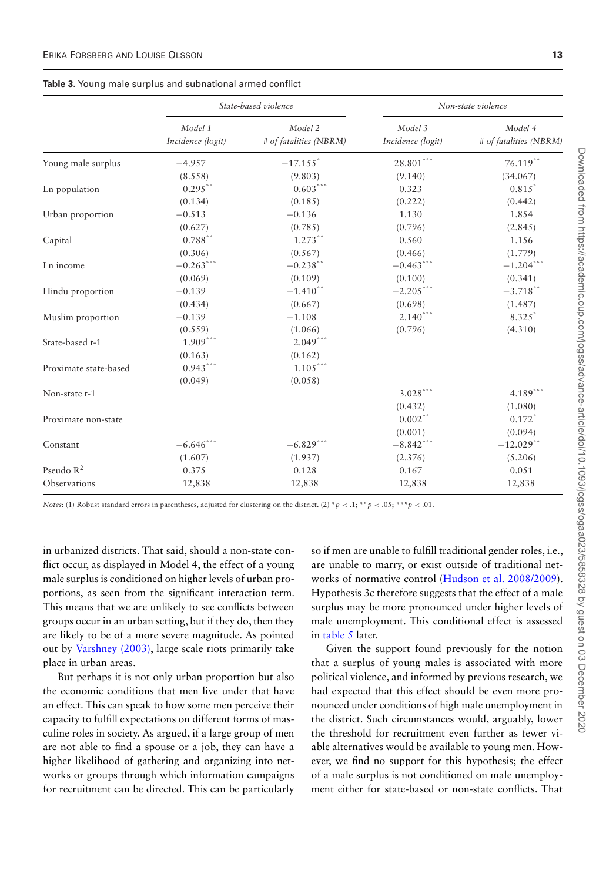**Table 3**. Young male surplus and subnational armed conflict

| | State-based violence | | Non-state violence | |
|---|---|---|---|---|
| | *Model 1* *Incidence (logit)* | *Model 2* *# of fatalities (NBRM)* | *Model 3* *Incidence (logit)* | *Model 4* *# of fatalities (NBRM)* |
| Young male surplus | −4.957 | −17.155* | 28.801*** | 76.119** |
| | (8.558) | (9.803) | (9.140) | (34.067) |
| Ln population | 0.295** | 0.603*** | 0.323 | 0.815* |
| | (0.134) | (0.185) | (0.222) | (0.442) |
| Urban proportion | −0.513 | −0.136 | 1.130 | 1.854 |
| | (0.627) | (0.785) | (0.796) | (2.845) |
| Capital | 0.788** | 1.273** | 0.560 | 1.156 |
| | (0.306) | (0.567) | (0.466) | (1.779) |
| Ln income | −0.263*** | −0.238** | −0.463*** | −1.204*** |
| | (0.069) | (0.109) | (0.100) | (0.341) |
| Hindu proportion | −0.139 | −1.410** | −2.205*** | −3.718** |
| | (0.434) | (0.667) | (0.698) | (1.487) |
| Muslim proportion | −0.139 | −1.108 | 2.140*** | 8.325* |
| | (0.559) | (1.066) | (0.796) | (4.310) |
| State-based t-1 | 1.909*** | 2.049*** | | |
| | (0.163) | (0.162) | | |
| Proximate state-based | 0.943*** | 1.105*** | | |
| | (0.049) | (0.058) | | |
| Non-state t-1 | | | 3.028*** | 4.189*** |
| | | | (0.432) | (1.080) |
| Proximate non-state | | | 0.002** | 0.172* |
| | | | (0.001) | (0.094) |
| Constant | −6.646*** | −6.829*** | −8.842*** | −12.029** |
| | (1.607) | (1.937) | (2.376) | (5.206) |
| Pseudo $R^2$ | 0.375 | 0.128 | 0.167 | 0.051 |
| Observations | 12,838 | 12,838 | 12,838 | 12,838 |

*Notes*: (1) Robust standard errors in parentheses, adjusted for clustering on the district. (2) $^{*}p < .1$; $^{**}p < .05$; $^{***}p < .01$.

in urbanized districts. That said, should a non-state conflict occur, as displayed in Model 4, the effect of a young male surplus is conditioned on higher levels of urban proportions, as seen from the significant interaction term. This means that we are unlikely to see conflicts between groups occur in an urban setting, but if they do, then they are likely to be of a more severe magnitude. As pointed out by Varshney (2003), large scale riots primarily take place in urban areas.

But perhaps it is not only urban proportion but also the economic conditions that men live under that have an effect. This can speak to how some men perceive their capacity to fulfill expectations on different forms of masculine roles in society. As argued, if a large group of men are not able to find a spouse or a job, they can have a higher likelihood of gathering and organizing into networks or groups through which information campaigns for recruitment can be directed. This can be particularly so if men are unable to fulfill traditional gender roles, i.e., are unable to marry, or exist outside of traditional networks of normative control (Hudson et al. 2008/2009). Hypothesis 3c therefore suggests that the effect of a male surplus may be more pronounced under higher levels of male unemployment. This conditional effect is assessed in table 5 later.

Given the support found previously for the notion that a surplus of young males is associated with more political violence, and informed by previous research, we had expected that this effect should be even more pronounced under conditions of high male unemployment in the district. Such circumstances would, arguably, lower the threshold for recruitment even further as fewer viable alternatives would be available to young men. However, we find no support for this hypothesis; the effect of a male surplus is not conditioned on male unemployment either for state-based or non-state conflicts. That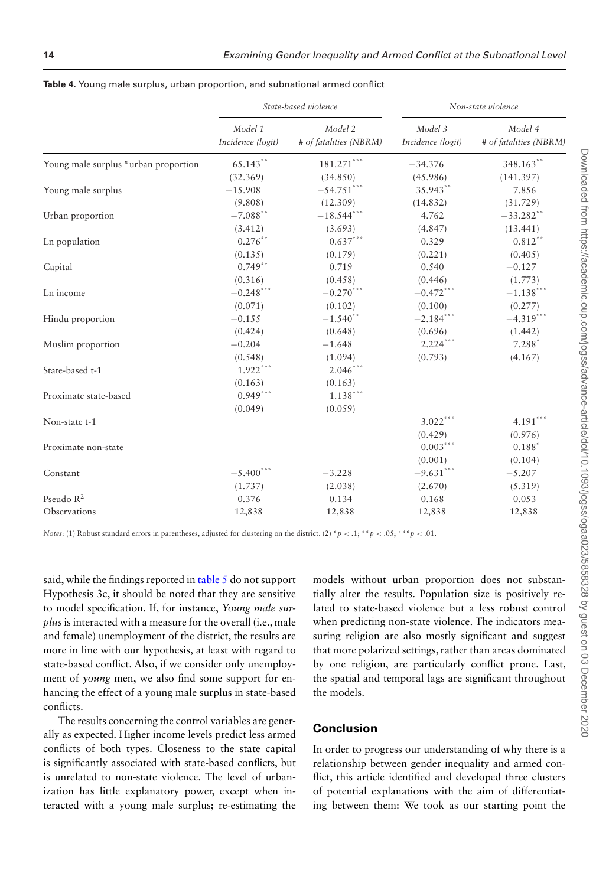**Table 4.** Young male surplus, urban proportion, and subnational armed conflict

| | *State-based violence* | | *Non-state violence* | |
|---|---|---|---|---|
| | *Model 1* *Incidence (logit)* | *Model 2* *# of fatalities (NBRM)* | *Model 3* *Incidence (logit)* | *Model 4* *# of fatalities (NBRM)* |
| Young male surplus *urban proportion | 65.143** | 181.271*** | −34.376 | 348.163** |
| | (32.369) | (34.850) | (45.986) | (141.397) |
| Young male surplus | −15.908 | −54.751*** | 35.943** | 7.856 |
| | (9.808) | (12.309) | (14.832) | (31.729) |
| Urban proportion | −7.088** | −18.544*** | 4.762 | −33.282** |
| | (3.412) | (3.693) | (4.847) | (13.441) |
| Ln population | 0.276** | 0.637*** | 0.329 | 0.812** |
| | (0.135) | (0.179) | (0.221) | (0.405) |
| Capital | 0.749** | 0.719 | 0.540 | −0.127 |
| | (0.316) | (0.458) | (0.446) | (1.773) |
| Ln income | −0.248*** | −0.270*** | −0.472*** | −1.138*** |
| | (0.071) | (0.102) | (0.100) | (0.277) |
| Hindu proportion | −0.155 | −1.540** | −2.184*** | −4.319*** |
| | (0.424) | (0.648) | (0.696) | (1.442) |
| Muslim proportion | −0.204 | −1.648 | 2.224*** | 7.288* |
| | (0.548) | (1.094) | (0.793) | (4.167) |
| State-based t-1 | 1.922*** | 2.046*** | | |
| | (0.163) | (0.163) | | |
| Proximate state-based | 0.949*** | 1.138*** | | |
| | (0.049) | (0.059) | | |
| Non-state t-1 | | | 3.022*** | 4.191*** |
| | | | (0.429) | (0.976) |
| Proximate non-state | | | 0.003*** | 0.188* |
| | | | (0.001) | (0.104) |
| Constant | −5.400*** | −3.228 | −9.631*** | −5.207 |
| | (1.737) | (2.038) | (2.670) | (5.319) |
| Pseudo $R^2$ | 0.376 | 0.134 | 0.168 | 0.053 |
| Observations | 12,838 | 12,838 | 12,838 | 12,838 |

*Notes*: (1) Robust standard errors in parentheses, adjusted for clustering on the district. (2) $^{*}p < .1$; $^{**}p < .05$; $^{***}p < .01$.

said, while the findings reported in table 5 do not support Hypothesis 3c, it should be noted that they are sensitive to model specification. If, for instance, *Young male surplus* is interacted with a measure for the overall (i.e., male and female) unemployment of the district, the results are more in line with our hypothesis, at least with regard to state-based conflict. Also, if we consider only unemployment of *young* men, we also find some support for enhancing the effect of a young male surplus in state-based conflicts.

The results concerning the control variables are generally as expected. Higher income levels predict less armed conflicts of both types. Closeness to the state capital is significantly associated with state-based conflicts, but is unrelated to non-state violence. The level of urbanization has little explanatory power, except when interacted with a young male surplus; re-estimating the models without urban proportion does not substantially alter the results. Population size is positively related to state-based violence but a less robust control when predicting non-state violence. The indicators measuring religion are also mostly significant and suggest that more polarized settings, rather than areas dominated by one religion, are particularly conflict prone. Last, the spatial and temporal lags are significant throughout the models.

## Conclusion

In order to progress our understanding of why there is a relationship between gender inequality and armed conflict, this article identified and developed three clusters of potential explanations with the aim of differentiating between them: We took as our starting point the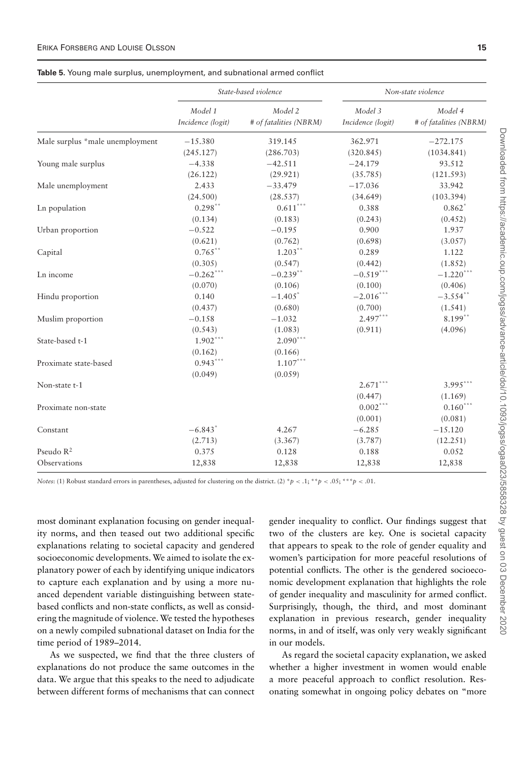**Table 5.** Young male surplus, unemployment, and subnational armed conflict

| | *State-based violence* | | *Non-state violence* | |
|---|---|---|---|---|
| | *Model 1* *Incidence (logit)* | *Model 2* *# of fatalities (NBRM)* | *Model 3* *Incidence (logit)* | *Model 4* *# of fatalities (NBRM)* |
| Male surplus *male unemployment | −15.380 | 319.145 | 362.971 | −272.175 |
| | (245.127) | (286.703) | (320.845) | (1034.841) |
| Young male surplus | −4.338 | −42.511 | −24.179 | 93.512 |
| | (26.122) | (29.921) | (35.785) | (121.593) |
| Male unemployment | 2.433 | −33.479 | −17.036 | 33.942 |
| | (24.500) | (28.537) | (34.649) | (103.394) |
| Ln population | 0.298** | 0.611*** | 0.388 | 0.862* |
| | (0.134) | (0.183) | (0.243) | (0.452) |
| Urban proportion | −0.522 | −0.195 | 0.900 | 1.937 |
| | (0.621) | (0.762) | (0.698) | (3.057) |
| Capital | 0.765** | 1.203** | 0.289 | 1.122 |
| | (0.305) | (0.547) | (0.442) | (1.852) |
| Ln income | −0.262*** | −0.239** | −0.519*** | −1.220*** |
| | (0.070) | (0.106) | (0.100) | (0.406) |
| Hindu proportion | 0.140 | −1.405* | −2.016*** | −3.554** |
| | (0.437) | (0.680) | (0.700) | (1.541) |
| Muslim proportion | −0.158 | −1.032 | 2.497*** | 8.199** |
| | (0.543) | (1.083) | (0.911) | (4.096) |
| State-based t-1 | 1.902*** | 2.090*** | | |
| | (0.162) | (0.166) | | |
| Proximate state-based | 0.943*** | 1.107*** | | |
| | (0.049) | (0.059) | | |
| Non-state t-1 | | | 2.671*** | 3.995*** |
| | | | (0.447) | (1.169) |
| Proximate non-state | | | 0.002*** | 0.160*** |
| | | | (0.001) | (0.081) |
| Constant | −6.843* | 4.267 | −6.285 | −15.120 |
| | (2.713) | (3.367) | (3.787) | (12.251) |
| Pseudo $R^2$ | 0.375 | 0.128 | 0.188 | 0.052 |
| Observations | 12,838 | 12,838 | 12,838 | 12,838 |

*Notes*: (1) Robust standard errors in parentheses, adjusted for clustering on the district. (2) $^{*}p < .1$; $^{**}p < .05$; $^{***}p < .01$.

most dominant explanation focusing on gender inequality norms, and then teased out two additional specific explanations relating to societal capacity and gendered socioeconomic developments. We aimed to isolate the explanatory power of each by identifying unique indicators to capture each explanation and by using a more nuanced dependent variable distinguishing between state-based conflicts and non-state conflicts, as well as considering the magnitude of violence. We tested the hypotheses on a newly compiled subnational dataset on India for the time period of 1989–2014.

As we suspected, we find that the three clusters of explanations do not produce the same outcomes in the data. We argue that this speaks to the need to adjudicate between different forms of mechanisms that can connect gender inequality to conflict. Our findings suggest that two of the clusters are key. One is societal capacity that appears to speak to the role of gender equality and women's participation for more peaceful resolutions of potential conflicts. The other is the gendered socioeconomic development explanation that highlights the role of gender inequality and masculinity for armed conflict. Surprisingly, though, the third, and most dominant explanation in previous research, gender inequality norms, in and of itself, was only very weakly significant in our models.

As regard the societal capacity explanation, we asked whether a higher investment in women would enable a more peaceful approach to conflict resolution. Resonating somewhat in ongoing policy debates on "more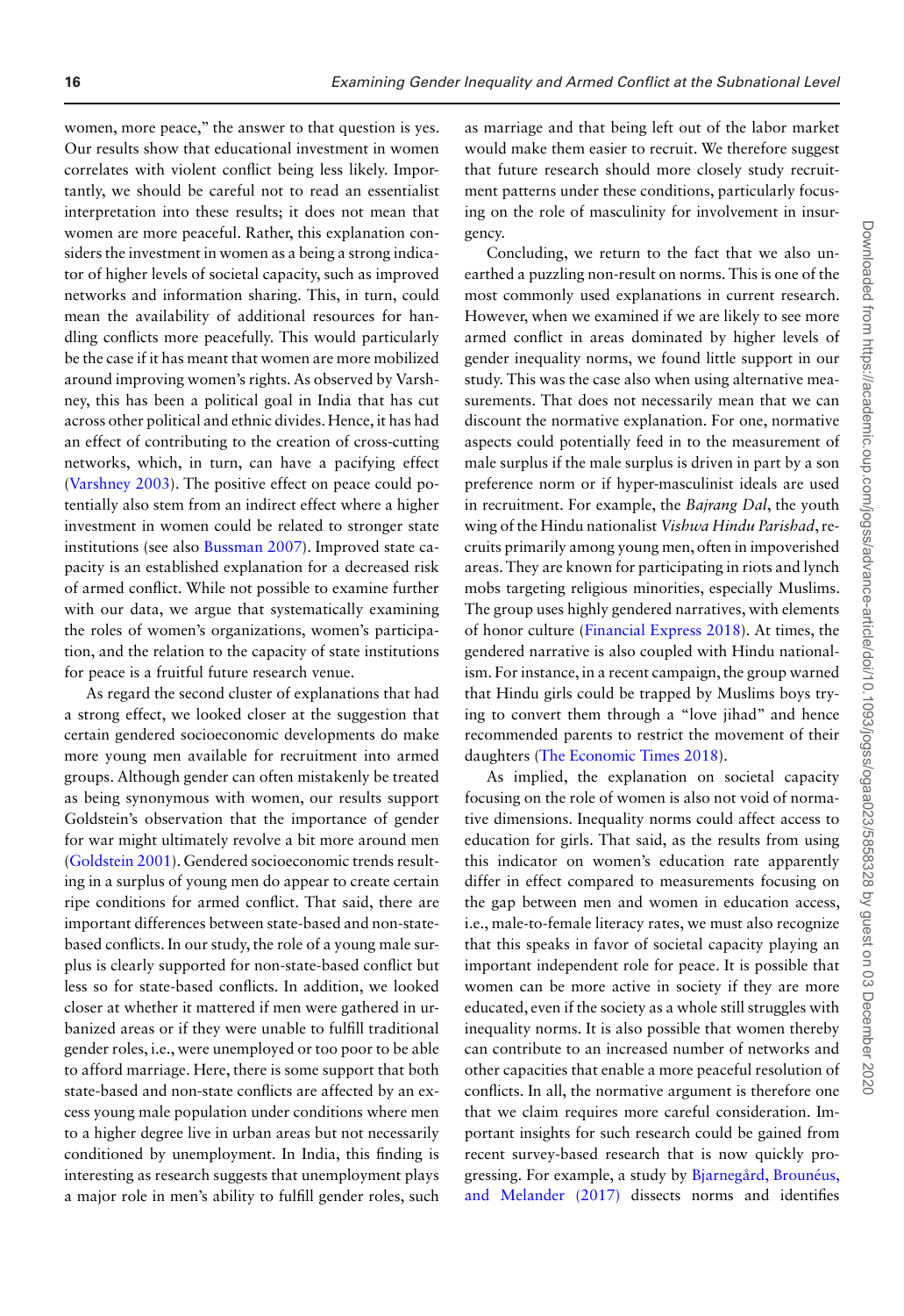women, more peace," the answer to that question is yes. Our results show that educational investment in women correlates with violent conflict being less likely. Importantly, we should be careful not to read an essentialist interpretation into these results; it does not mean that women are more peaceful. Rather, this explanation considers the investment in women as a being a strong indicator of higher levels of societal capacity, such as improved networks and information sharing. This, in turn, could mean the availability of additional resources for handling conflicts more peacefully. This would particularly be the case if it has meant that women are more mobilized around improving women's rights. As observed by Varshney, this has been a political goal in India that has cut across other political and ethnic divides. Hence, it has had an effect of contributing to the creation of cross-cutting networks, which, in turn, can have a pacifying effect (Varshney 2003). The positive effect on peace could potentially also stem from an indirect effect where a higher investment in women could be related to stronger state institutions (see also Bussman 2007). Improved state capacity is an established explanation for a decreased risk of armed conflict. While not possible to examine further with our data, we argue that systematically examining the roles of women's organizations, women's participation, and the relation to the capacity of state institutions for peace is a fruitful future research venue.

As regard the second cluster of explanations that had a strong effect, we looked closer at the suggestion that certain gendered socioeconomic developments do make more young men available for recruitment into armed groups. Although gender can often mistakenly be treated as being synonymous with women, our results support Goldstein's observation that the importance of gender for war might ultimately revolve a bit more around men (Goldstein 2001). Gendered socioeconomic trends resulting in a surplus of young men do appear to create certain ripe conditions for armed conflict. That said, there are important differences between state-based and non-state-based conflicts. In our study, the role of a young male surplus is clearly supported for non-state-based conflict but less so for state-based conflicts. In addition, we looked closer at whether it mattered if men were gathered in urbanized areas or if they were unable to fulfill traditional gender roles, i.e., were unemployed or too poor to be able to afford marriage. Here, there is some support that both state-based and non-state conflicts are affected by an excess young male population under conditions where men to a higher degree live in urban areas but not necessarily conditioned by unemployment. In India, this finding is interesting as research suggests that unemployment plays a major role in men's ability to fulfill gender roles, such as marriage and that being left out of the labor market would make them easier to recruit. We therefore suggest that future research should more closely study recruitment patterns under these conditions, particularly focusing on the role of masculinity for involvement in insurgency.

Concluding, we return to the fact that we also unearthed a puzzling non-result on norms. This is one of the most commonly used explanations in current research. However, when we examined if we are likely to see more armed conflict in areas dominated by higher levels of gender inequality norms, we found little support in our study. This was the case also when using alternative measurements. That does not necessarily mean that we can discount the normative explanation. For one, normative aspects could potentially feed in to the measurement of male surplus if the male surplus is driven in part by a son preference norm or if hyper-masculinist ideals are used in recruitment. For example, the *Bajrang Dal*, the youth wing of the Hindu nationalist *Vishwa Hindu Parishad*, recruits primarily among young men, often in impoverished areas. They are known for participating in riots and lynch mobs targeting religious minorities, especially Muslims. The group uses highly gendered narratives, with elements of honor culture (Financial Express 2018). At times, the gendered narrative is also coupled with Hindu nationalism. For instance, in a recent campaign, the group warned that Hindu girls could be trapped by Muslims boys trying to convert them through a "love jihad" and hence recommended parents to restrict the movement of their daughters (The Economic Times 2018).

As implied, the explanation on societal capacity focusing on the role of women is also not void of normative dimensions. Inequality norms could affect access to education for girls. That said, as the results from using this indicator on women's education rate apparently differ in effect compared to measurements focusing on the gap between men and women in education access, i.e., male-to-female literacy rates, we must also recognize that this speaks in favor of societal capacity playing an important independent role for peace. It is possible that women can be more active in society if they are more educated, even if the society as a whole still struggles with inequality norms. It is also possible that women thereby can contribute to an increased number of networks and other capacities that enable a more peaceful resolution of conflicts. In all, the normative argument is therefore one that we claim requires more careful consideration. Important insights for such research could be gained from recent survey-based research that is now quickly progressing. For example, a study by Bjarnegård, Brounéus, and Melander (2017) dissects norms and identifies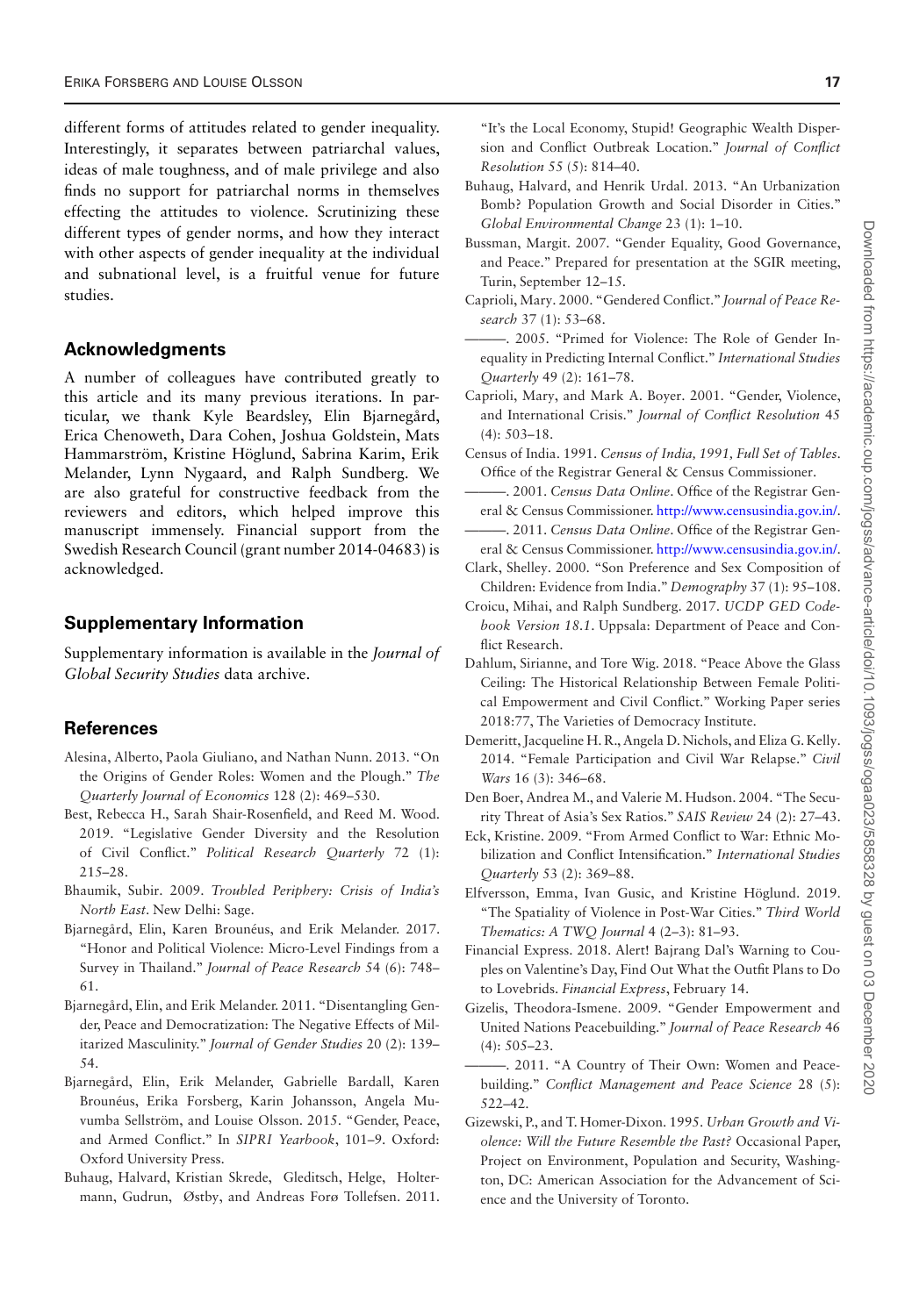different forms of attitudes related to gender inequality. Interestingly, it separates between patriarchal values, ideas of male toughness, and of male privilege and also finds no support for patriarchal norms in themselves effecting the attitudes to violence. Scrutinizing these different types of gender norms, and how they interact with other aspects of gender inequality at the individual and subnational level, is a fruitful venue for future studies.

## Acknowledgments

A number of colleagues have contributed greatly to this article and its many previous iterations. In particular, we thank Kyle Beardsley, Elin Bjarnegård, Erica Chenoweth, Dara Cohen, Joshua Goldstein, Mats Hammarström, Kristine Höglund, Sabrina Karim, Erik Melander, Lynn Nygaard, and Ralph Sundberg. We are also grateful for constructive feedback from the reviewers and editors, which helped improve this manuscript immensely. Financial support from the Swedish Research Council (grant number 2014-04683) is acknowledged.

## Supplementary Information

Supplementary information is available in the *Journal of Global Security Studies* data archive.

## References

Alesina, Alberto, Paola Giuliano, and Nathan Nunn. 2013. "On the Origins of Gender Roles: Women and the Plough." *The Quarterly Journal of Economics* 128 (2): 469–530.

Best, Rebecca H., Sarah Shair-Rosenfield, and Reed M. Wood. 2019. "Legislative Gender Diversity and the Resolution of Civil Conflict." *Political Research Quarterly* 72 (1): 215–28.

Bhaumik, Subir. 2009. *Troubled Periphery: Crisis of India's North East*. New Delhi: Sage.

Bjarnegård, Elin, Karen Brounéus, and Erik Melander. 2017. "Honor and Political Violence: Micro-Level Findings from a Survey in Thailand." *Journal of Peace Research* 54 (6): 748–61.

Bjarnegård, Elin, and Erik Melander. 2011. "Disentangling Gender, Peace and Democratization: The Negative Effects of Militarized Masculinity." *Journal of Gender Studies* 20 (2): 139–54.

Bjarnegård, Elin, Erik Melander, Gabrielle Bardall, Karen Brounéus, Erika Forsberg, Karin Johansson, Angela Muvumba Sellström, and Louise Olsson. 2015. "Gender, Peace, and Armed Conflict." In *SIPRI Yearbook*, 101–9. Oxford: Oxford University Press.

Buhaug, Halvard, Kristian Skrede, Gleditsch, Helge, Holtermann, Gudrun, Østby, and Andreas Forø Tollefsen. 2011. "It's the Local Economy, Stupid! Geographic Wealth Dispersion and Conflict Outbreak Location." *Journal of Conflict Resolution* 55 (5): 814–40.

Buhaug, Halvard, and Henrik Urdal. 2013. "An Urbanization Bomb? Population Growth and Social Disorder in Cities." *Global Environmental Change* 23 (1): 1–10.

Bussman, Margit. 2007. "Gender Equality, Good Governance, and Peace." Prepared for presentation at the SGIR meeting, Turin, September 12–15.

Caprioli, Mary. 2000. "Gendered Conflict." *Journal of Peace Research* 37 (1): 53–68.

———. 2005. "Primed for Violence: The Role of Gender Inequality in Predicting Internal Conflict." *International Studies Quarterly* 49 (2): 161–78.

Caprioli, Mary, and Mark A. Boyer. 2001. "Gender, Violence, and International Crisis." *Journal of Conflict Resolution* 45 (4): 503–18.

Census of India. 1991. *Census of India, 1991, Full Set of Tables*. Office of the Registrar General & Census Commissioner.

———. 2001. *Census Data Online*. Office of the Registrar General & Census Commissioner. http://www.censusindia.gov.in/.

———. 2011. *Census Data Online*. Office of the Registrar General & Census Commissioner. http://www.censusindia.gov.in/.

Clark, Shelley. 2000. "Son Preference and Sex Composition of Children: Evidence from India." *Demography* 37 (1): 95–108.

Croicu, Mihai, and Ralph Sundberg. 2017. *UCDP GED Codebook Version 18.1*. Uppsala: Department of Peace and Conflict Research.

Dahlum, Sirianne, and Tore Wig. 2018. "Peace Above the Glass Ceiling: The Historical Relationship Between Female Political Empowerment and Civil Conflict." Working Paper series 2018:77, The Varieties of Democracy Institute.

Demeritt, Jacqueline H. R., Angela D. Nichols, and Eliza G. Kelly. 2014. "Female Participation and Civil War Relapse." *Civil Wars* 16 (3): 346–68.

Den Boer, Andrea M., and Valerie M. Hudson. 2004. "The Security Threat of Asia's Sex Ratios." *SAIS Review* 24 (2): 27–43.

Eck, Kristine. 2009. "From Armed Conflict to War: Ethnic Mobilization and Conflict Intensification." *International Studies Quarterly* 53 (2): 369–88.

Elfversson, Emma, Ivan Gusic, and Kristine Höglund. 2019. "The Spatiality of Violence in Post-War Cities." *Third World Thematics: A TWQ Journal* 4 (2–3): 81–93.

Financial Express. 2018. Alert! Bajrang Dal's Warning to Couples on Valentine's Day, Find Out What the Outfit Plans to Do to Lovebirds. *Financial Express*, February 14.

Gizelis, Theodora-Ismene. 2009. "Gender Empowerment and United Nations Peacebuilding." *Journal of Peace Research* 46 (4): 505–23.

———. 2011. "A Country of Their Own: Women and Peacebuilding." *Conflict Management and Peace Science* 28 (5): 522–42.

Gizewski, P., and T. Homer-Dixon. 1995. *Urban Growth and Violence: Will the Future Resemble the Past?* Occasional Paper, Project on Environment, Population and Security, Washington, DC: American Association for the Advancement of Science and the University of Toronto.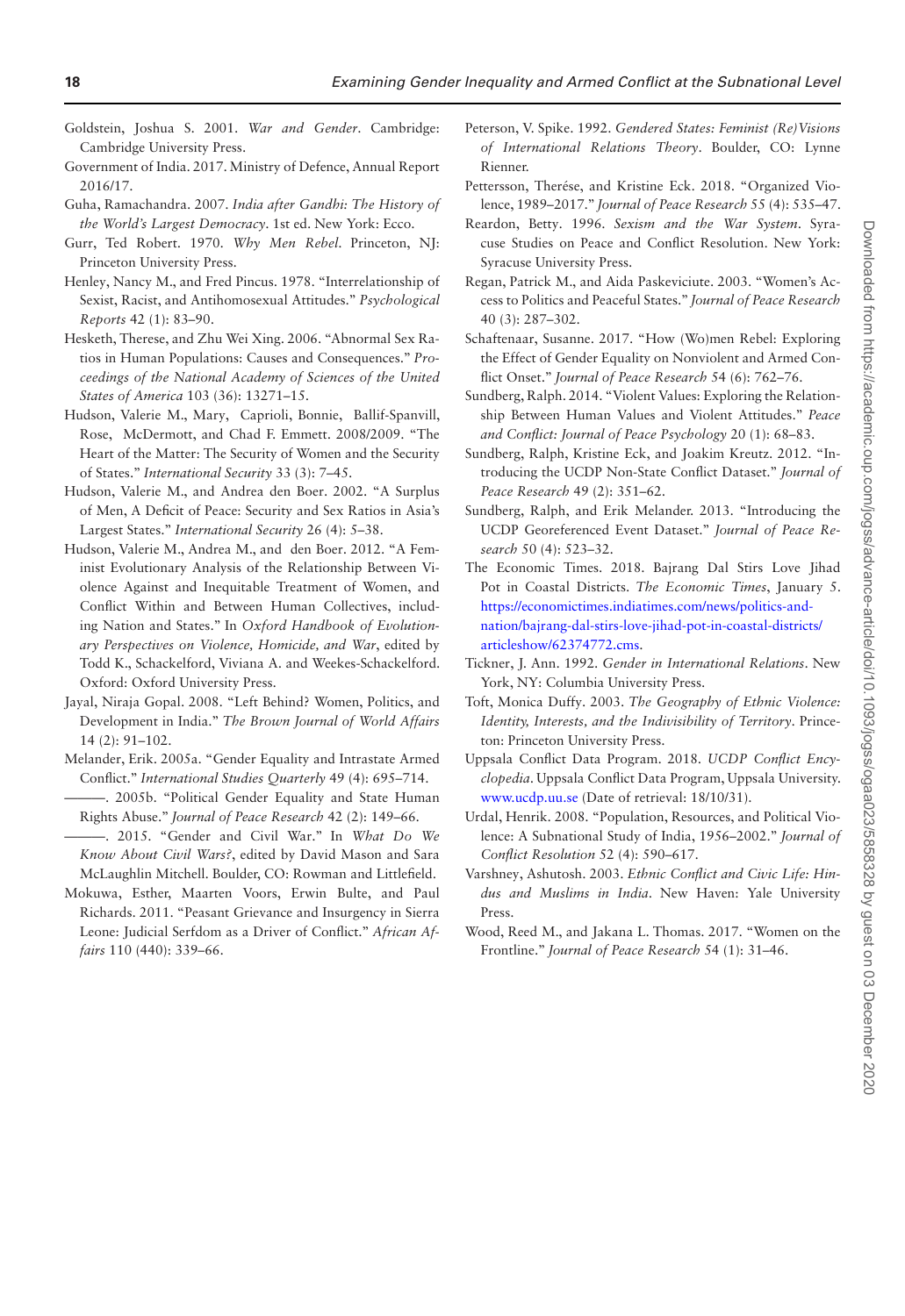Goldstein, Joshua S. 2001. *War and Gender*. Cambridge: Cambridge University Press.

Government of India. 2017. Ministry of Defence, Annual Report 2016/17.

Guha, Ramachandra. 2007. *India after Gandhi: The History of the World's Largest Democracy*. 1st ed. New York: Ecco.

Gurr, Ted Robert. 1970. *Why Men Rebel*. Princeton, NJ: Princeton University Press.

Henley, Nancy M., and Fred Pincus. 1978. "Interrelationship of Sexist, Racist, and Antihomosexual Attitudes." *Psychological Reports* 42 (1): 83–90.

Hesketh, Therese, and Zhu Wei Xing. 2006. "Abnormal Sex Ratios in Human Populations: Causes and Consequences." *Proceedings of the National Academy of Sciences of the United States of America* 103 (36): 13271–15.

Hudson, Valerie M., Mary, Caprioli, Bonnie, Ballif-Spanvill, Rose, McDermott, and Chad F. Emmett. 2008/2009. "The Heart of the Matter: The Security of Women and the Security of States." *International Security* 33 (3): 7–45.

Hudson, Valerie M., and Andrea den Boer. 2002. "A Surplus of Men, A Deficit of Peace: Security and Sex Ratios in Asia's Largest States." *International Security* 26 (4): 5–38.

Hudson, Valerie M., Andrea M., and den Boer. 2012. "A Feminist Evolutionary Analysis of the Relationship Between Violence Against and Inequitable Treatment of Women, and Conflict Within and Between Human Collectives, including Nation and States." In *Oxford Handbook of Evolutionary Perspectives on Violence, Homicide, and War*, edited by Todd K., Schackelford, Viviana A. and Weekes-Schackelford. Oxford: Oxford University Press.

Jayal, Niraja Gopal. 2008. "Left Behind? Women, Politics, and Development in India." *The Brown Journal of World Affairs* 14 (2): 91–102.

Melander, Erik. 2005a. "Gender Equality and Intrastate Armed Conflict." *International Studies Quarterly* 49 (4): 695–714.

———. 2005b. "Political Gender Equality and State Human Rights Abuse." *Journal of Peace Research* 42 (2): 149–66.

———. 2015. "Gender and Civil War." In *What Do We Know About Civil Wars?*, edited by David Mason and Sara McLaughlin Mitchell. Boulder, CO: Rowman and Littlefield.

Mokuwa, Esther, Maarten Voors, Erwin Bulte, and Paul Richards. 2011. "Peasant Grievance and Insurgency in Sierra Leone: Judicial Serfdom as a Driver of Conflict." *African Affairs* 110 (440): 339–66.

Peterson, V. Spike. 1992. *Gendered States: Feminist (Re)Visions of International Relations Theory*. Boulder, CO: Lynne Rienner.

Pettersson, Therése, and Kristine Eck. 2018. "Organized Violence, 1989–2017." *Journal of Peace Research* 55 (4): 535–47.

Reardon, Betty. 1996. *Sexism and the War System*. Syracuse Studies on Peace and Conflict Resolution. New York: Syracuse University Press.

Regan, Patrick M., and Aida Paskeviciute. 2003. "Women's Access to Politics and Peaceful States." *Journal of Peace Research* 40 (3): 287–302.

Schaftenaar, Susanne. 2017. "How (Wo)men Rebel: Exploring the Effect of Gender Equality on Nonviolent and Armed Conflict Onset." *Journal of Peace Research* 54 (6): 762–76.

Sundberg, Ralph. 2014. "Violent Values: Exploring the Relationship Between Human Values and Violent Attitudes." *Peace and Conflict: Journal of Peace Psychology* 20 (1): 68–83.

Sundberg, Ralph, Kristine Eck, and Joakim Kreutz. 2012. "Introducing the UCDP Non-State Conflict Dataset." *Journal of Peace Research* 49 (2): 351–62.

Sundberg, Ralph, and Erik Melander. 2013. "Introducing the UCDP Georeferenced Event Dataset." *Journal of Peace Research* 50 (4): 523–32.

The Economic Times. 2018. Bajrang Dal Stirs Love Jihad Pot in Coastal Districts. *The Economic Times*, January 5. https://economictimes.indiatimes.com/news/politics-and-nation/bajrang-dal-stirs-love-jihad-pot-in-coastal-districts/articleshow/62374772.cms.

Tickner, J. Ann. 1992. *Gender in International Relations*. New York, NY: Columbia University Press.

Toft, Monica Duffy. 2003. *The Geography of Ethnic Violence: Identity, Interests, and the Indivisibility of Territory*. Princeton: Princeton University Press.

Uppsala Conflict Data Program. 2018. *UCDP Conflict Encyclopedia*. Uppsala Conflict Data Program, Uppsala University. www.ucdp.uu.se (Date of retrieval: 18/10/31).

Urdal, Henrik. 2008. "Population, Resources, and Political Violence: A Subnational Study of India, 1956–2002." *Journal of Conflict Resolution* 52 (4): 590–617.

Varshney, Ashutosh. 2003. *Ethnic Conflict and Civic Life: Hindus and Muslims in India*. New Haven: Yale University Press.

Wood, Reed M., and Jakana L. Thomas. 2017. "Women on the Frontline." *Journal of Peace Research* 54 (1): 31–46.